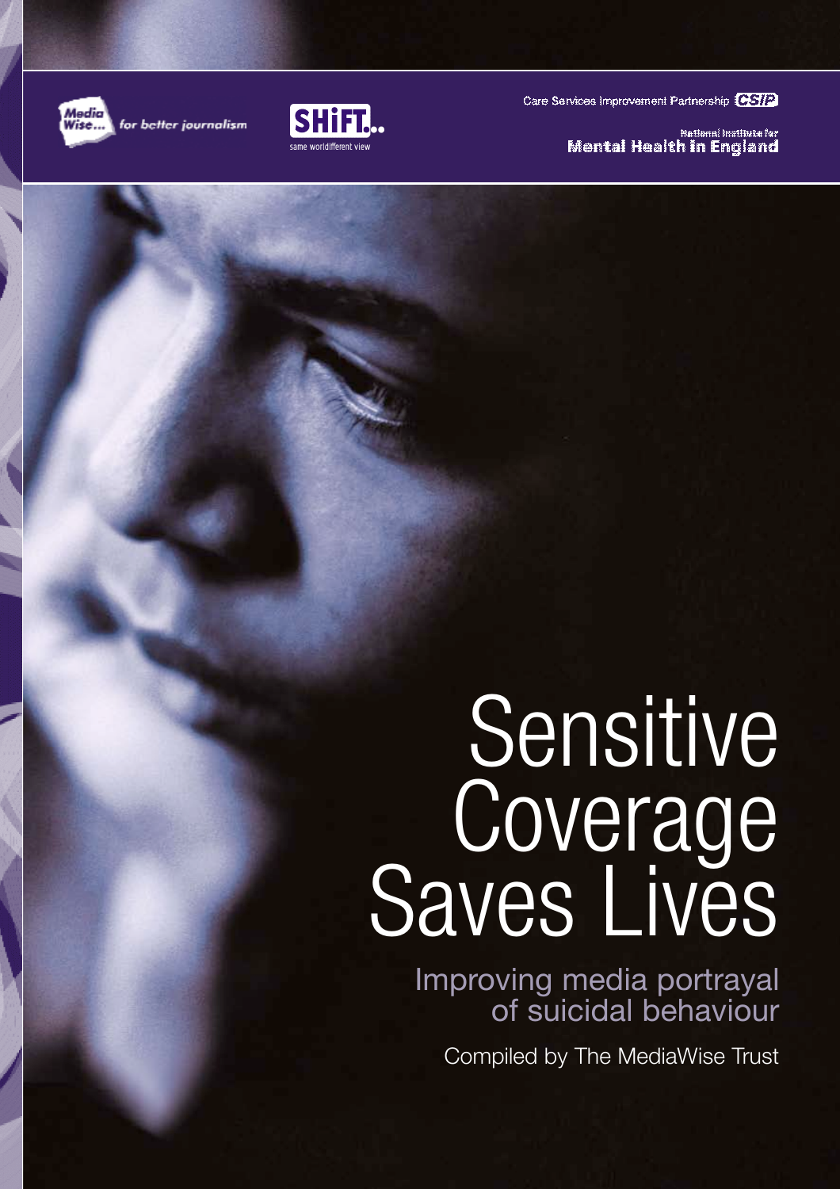Media Wise... for better journalism

SHiFT... same world different view

Care Services Improvement Partnership CSIP

National Institute for Mental Health in England

# Sensitive Coverage Saves Lives

## Improving media portrayal of suicidal behaviour

Compiled by The MediaWise Trust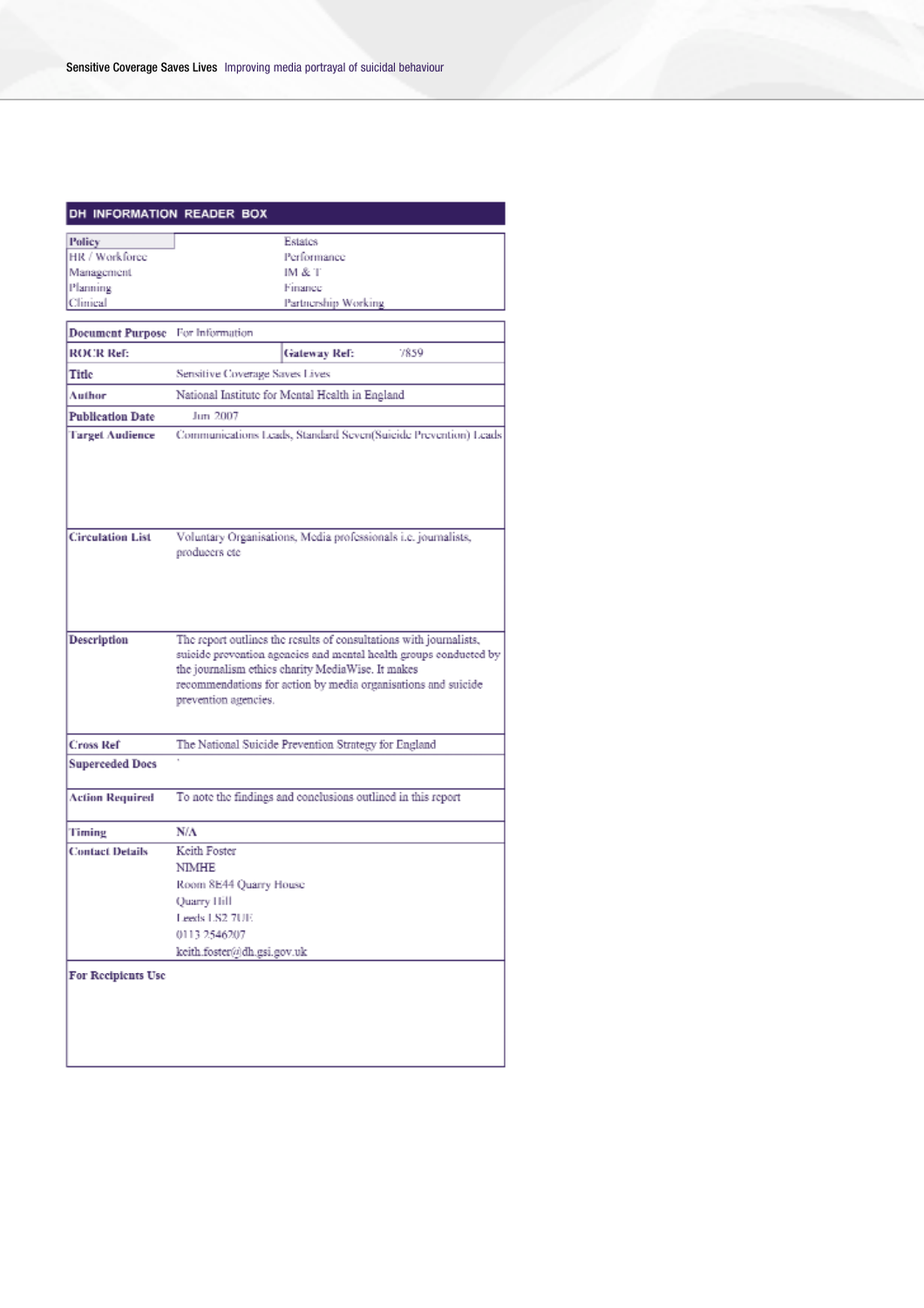## DH INFORMATION READER BOX

| | |
|---|---|
| Policy | Estates |
| HR / Workforce | Performance |
| Management | IM & T |
| Planning | Finance |
| Clinical | Partnership Working |

| | | | |
|---|---|---|---|
| **Document Purpose** | For Information | | |
| **ROCR Ref:** | | **Gateway Ref:** | 7859 |
| **Title** | Sensitive Coverage Saves Lives | | |
| **Author** | National Institute for Mental Health in England | | |
| **Publication Date** | Jun 2007 | | |
| **Target Audience** | Communications Leads, Standard Seven(Suicide Prevention) Leads | | |
| **Circulation List** | Voluntary Organisations, Media professionals i.e. journalists, producers etc | | |
| **Description** | The report outlines the results of consultations with journalists, suicide prevention agencies and mental health groups conducted by the journalism ethics charity MediaWise. It makes recommendations for action by media organisations and suicide prevention agencies. | | |
| **Cross Ref** | The National Suicide Prevention Strategy for England | | |
| **Superceded Docs** | ` | | |
| **Action Required** | To note the findings and conclusions outlined in this report | | |
| **Timing** | N/A | | |
| **Contact Details** | Keith Foster<br>NIMHE<br>Room 8E44 Quarry House<br>Quarry Hill<br>Leeds LS2 7UE<br>0113 2546207<br>keith.foster@dh.gsi.gov.uk | | |
| **For Recipients Use** | | | |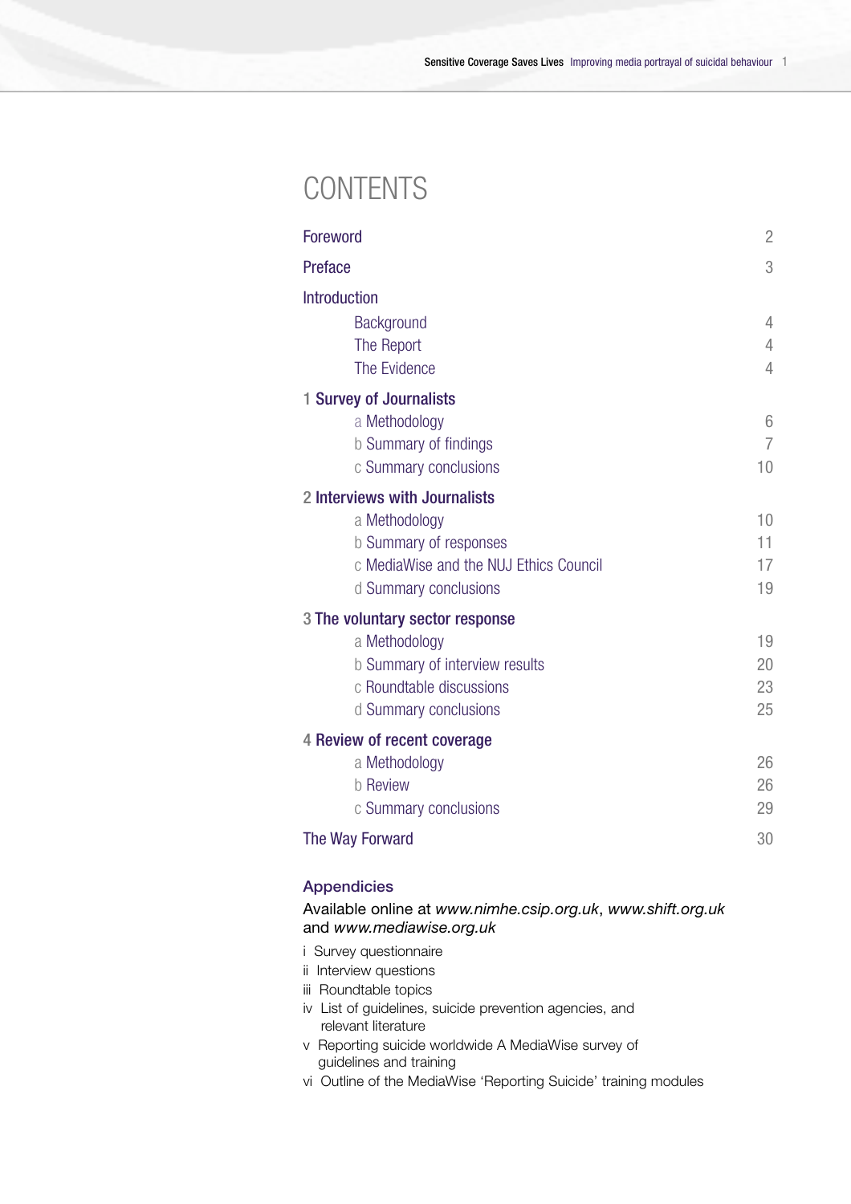# CONTENTS

| | |
|---|---|
| Foreword | 2 |
| Preface | 3 |
| **Introduction** | |
| Background | 4 |
| The Report | 4 |
| The Evidence | 4 |
| **1 Survey of Journalists** | |
| a Methodology | 6 |
| b Summary of findings | 7 |
| c Summary conclusions | 10 |
| **2 Interviews with Journalists** | |
| a Methodology | 10 |
| b Summary of responses | 11 |
| c MediaWise and the NUJ Ethics Council | 17 |
| d Summary conclusions | 19 |
| **3 The voluntary sector response** | |
| a Methodology | 19 |
| b Summary of interview results | 20 |
| c Roundtable discussions | 23 |
| d Summary conclusions | 25 |
| **4 Review of recent coverage** | |
| a Methodology | 26 |
| b Review | 26 |
| c Summary conclusions | 29 |
| The Way Forward | 30 |

## Appendicies

Available online at *www.nimhe.csip.org.uk*, *www.shift.org.uk* and *www.mediawise.org.uk*

- i Survey questionnaire
- ii Interview questions
- iii Roundtable topics
- iv List of guidelines, suicide prevention agencies, and relevant literature
- v Reporting suicide worldwide A MediaWise survey of guidelines and training
- vi Outline of the MediaWise 'Reporting Suicide' training modules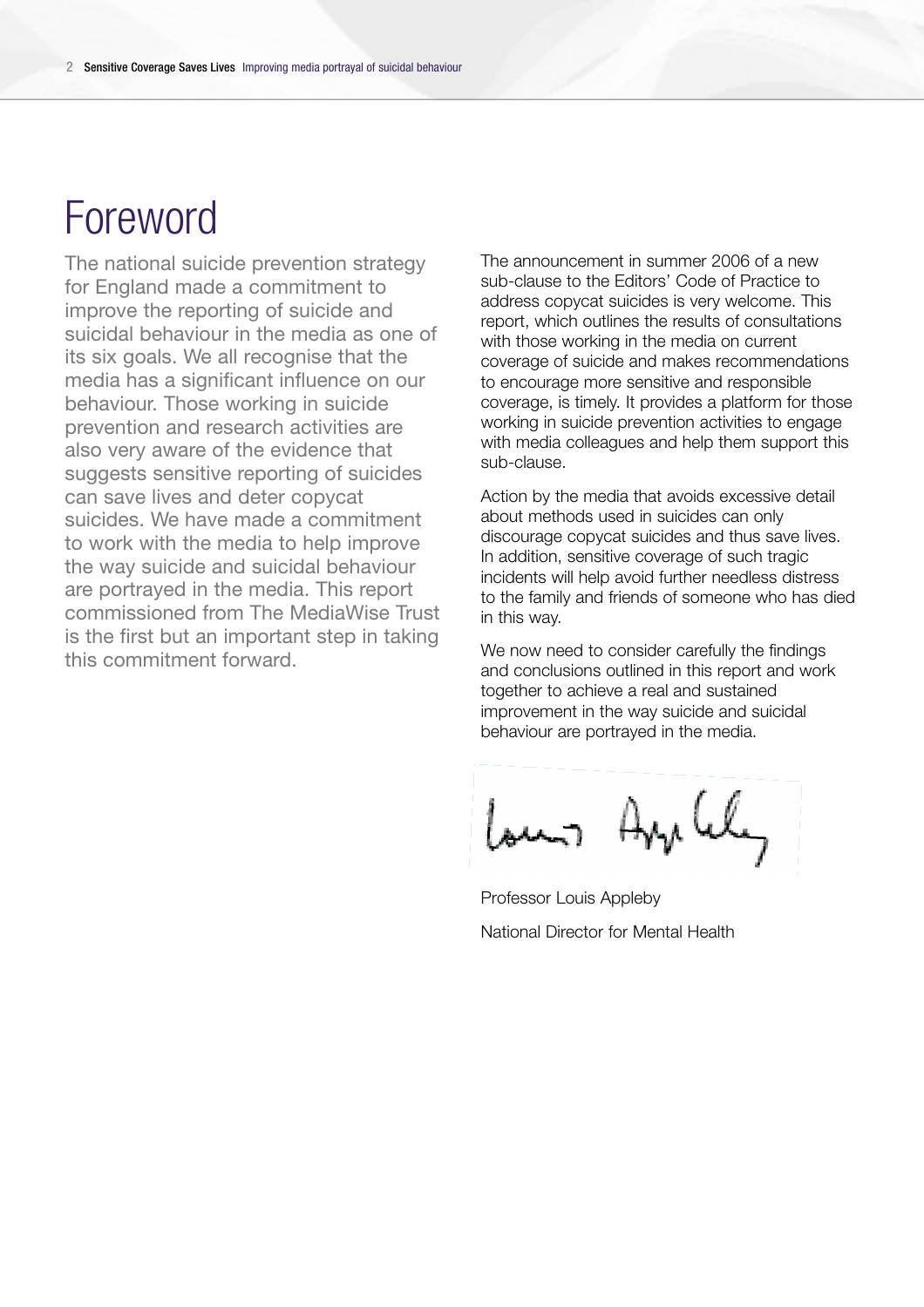# Foreword

The national suicide prevention strategy for England made a commitment to improve the reporting of suicide and suicidal behaviour in the media as one of its six goals. We all recognise that the media has a significant influence on our behaviour. Those working in suicide prevention and research activities are also very aware of the evidence that suggests sensitive reporting of suicides can save lives and deter copycat suicides. We have made a commitment to work with the media to help improve the way suicide and suicidal behaviour are portrayed in the media. This report commissioned from The MediaWise Trust is the first but an important step in taking this commitment forward.

The announcement in summer 2006 of a new sub-clause to the Editors' Code of Practice to address copycat suicides is very welcome. This report, which outlines the results of consultations with those working in the media on current coverage of suicide and makes recommendations to encourage more sensitive and responsible coverage, is timely. It provides a platform for those working in suicide prevention activities to engage with media colleagues and help them support this sub-clause.

Action by the media that avoids excessive detail about methods used in suicides can only discourage copycat suicides and thus save lives. In addition, sensitive coverage of such tragic incidents will help avoid further needless distress to the family and friends of someone who has died in this way.

We now need to consider carefully the findings and conclusions outlined in this report and work together to achieve a real and sustained improvement in the way suicide and suicidal behaviour are portrayed in the media.

Professor Louis Appleby

National Director for Mental Health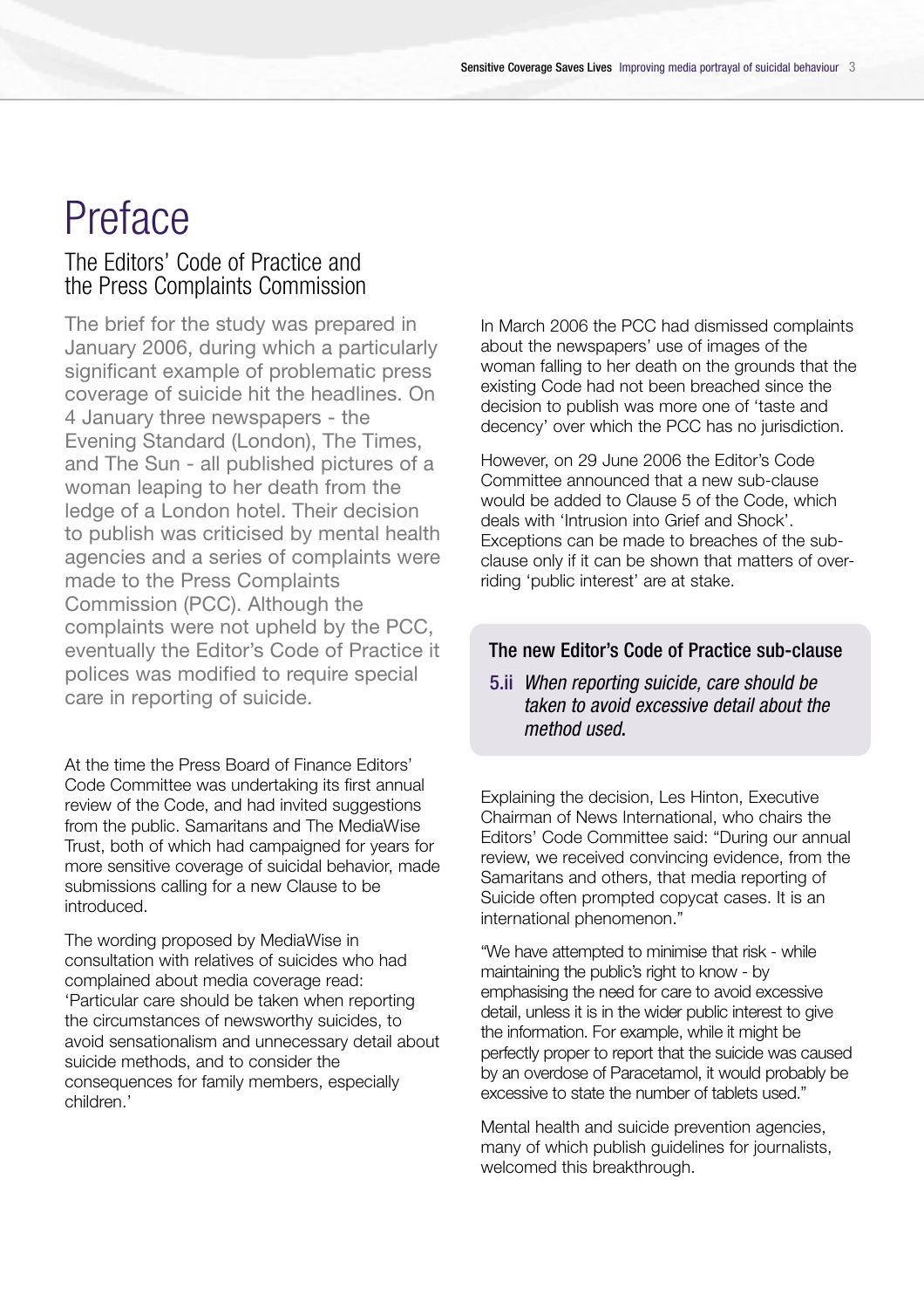# Preface

## The Editors' Code of Practice and the Press Complaints Commission

The brief for the study was prepared in January 2006, during which a particularly significant example of problematic press coverage of suicide hit the headlines. On 4 January three newspapers - the Evening Standard (London), The Times, and The Sun - all published pictures of a woman leaping to her death from the ledge of a London hotel. Their decision to publish was criticised by mental health agencies and a series of complaints were made to the Press Complaints Commission (PCC). Although the complaints were not upheld by the PCC, eventually the Editor's Code of Practice it polices was modified to require special care in reporting of suicide.

At the time the Press Board of Finance Editors' Code Committee was undertaking its first annual review of the Code, and had invited suggestions from the public. Samaritans and The MediaWise Trust, both of which had campaigned for years for more sensitive coverage of suicidal behavior, made submissions calling for a new Clause to be introduced.

The wording proposed by MediaWise in consultation with relatives of suicides who had complained about media coverage read: 'Particular care should be taken when reporting the circumstances of newsworthy suicides, to avoid sensationalism and unnecessary detail about suicide methods, and to consider the consequences for family members, especially children.'

In March 2006 the PCC had dismissed complaints about the newspapers' use of images of the woman falling to her death on the grounds that the existing Code had not been breached since the decision to publish was more one of 'taste and decency' over which the PCC has no jurisdiction.

However, on 29 June 2006 the Editor's Code Committee announced that a new sub-clause would be added to Clause 5 of the Code, which deals with 'Intrusion into Grief and Shock'. Exceptions can be made to breaches of the sub-clause only if it can be shown that matters of over-riding 'public interest' are at stake.

### The new Editor's Code of Practice sub-clause

**5.ii** *When reporting suicide, care should be taken to avoid excessive detail about the method used.*

Explaining the decision, Les Hinton, Executive Chairman of News International, who chairs the Editors' Code Committee said: "During our annual review, we received convincing evidence, from the Samaritans and others, that media reporting of Suicide often prompted copycat cases. It is an international phenomenon."

"We have attempted to minimise that risk - while maintaining the public's right to know - by emphasising the need for care to avoid excessive detail, unless it is in the wider public interest to give the information. For example, while it might be perfectly proper to report that the suicide was caused by an overdose of Paracetamol, it would probably be excessive to state the number of tablets used."

Mental health and suicide prevention agencies, many of which publish guidelines for journalists, welcomed this breakthrough.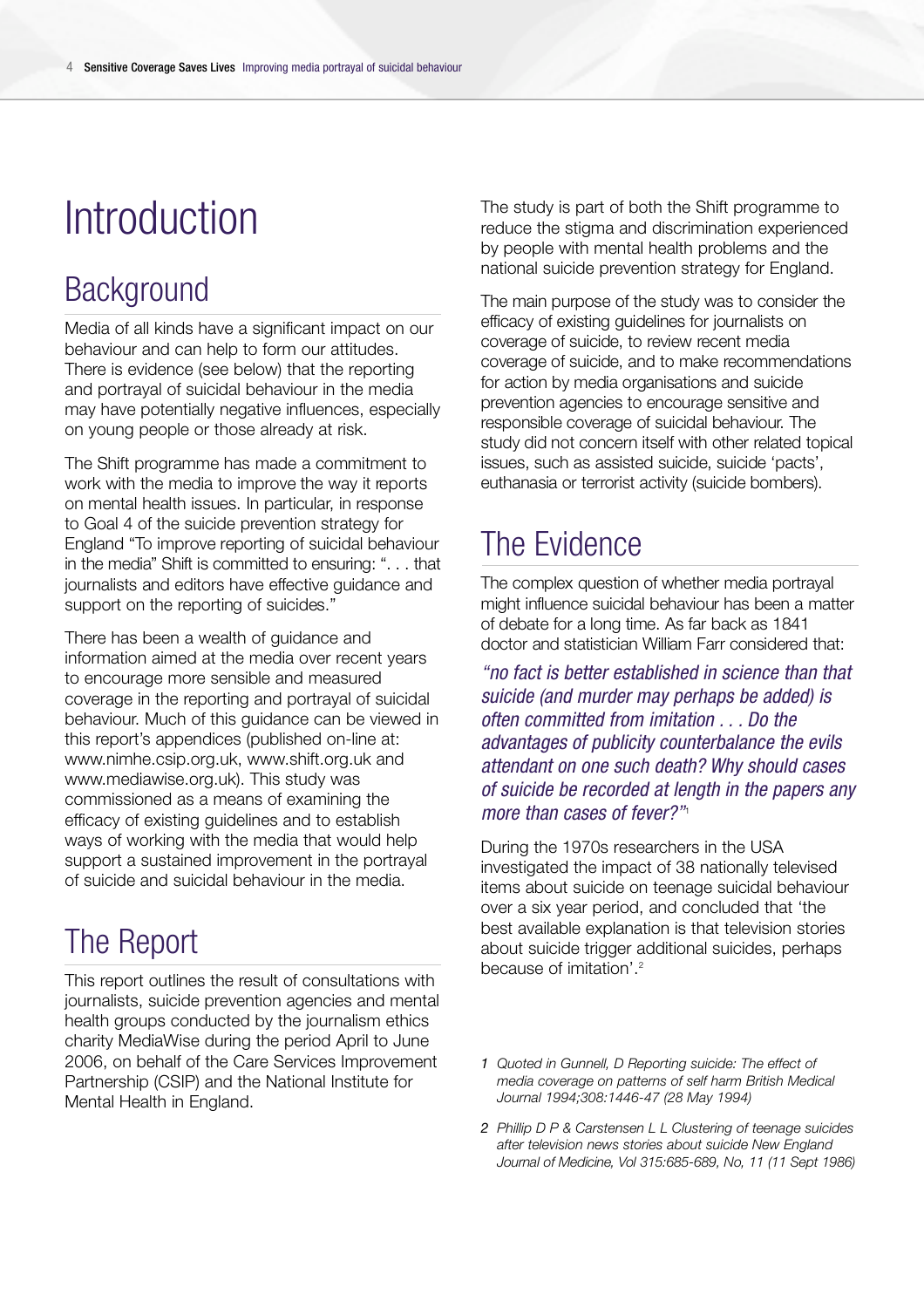# Introduction

## Background

Media of all kinds have a significant impact on our behaviour and can help to form our attitudes. There is evidence (see below) that the reporting and portrayal of suicidal behaviour in the media may have potentially negative influences, especially on young people or those already at risk.

The Shift programme has made a commitment to work with the media to improve the way it reports on mental health issues. In particular, in response to Goal 4 of the suicide prevention strategy for England "To improve reporting of suicidal behaviour in the media" Shift is committed to ensuring: ". . . that journalists and editors have effective guidance and support on the reporting of suicides."

There has been a wealth of guidance and information aimed at the media over recent years to encourage more sensible and measured coverage in the reporting and portrayal of suicidal behaviour. Much of this guidance can be viewed in this report's appendices (published on-line at: www.nimhe.csip.org.uk, www.shift.org.uk and www.mediawise.org.uk). This study was commissioned as a means of examining the efficacy of existing guidelines and to establish ways of working with the media that would help support a sustained improvement in the portrayal of suicide and suicidal behaviour in the media.

## The Report

This report outlines the result of consultations with journalists, suicide prevention agencies and mental health groups conducted by the journalism ethics charity MediaWise during the period April to June 2006, on behalf of the Care Services Improvement Partnership (CSIP) and the National Institute for Mental Health in England.

The study is part of both the Shift programme to reduce the stigma and discrimination experienced by people with mental health problems and the national suicide prevention strategy for England.

The main purpose of the study was to consider the efficacy of existing guidelines for journalists on coverage of suicide, to review recent media coverage of suicide, and to make recommendations for action by media organisations and suicide prevention agencies to encourage sensitive and responsible coverage of suicidal behaviour. The study did not concern itself with other related topical issues, such as assisted suicide, suicide 'pacts', euthanasia or terrorist activity (suicide bombers).

## The Evidence

The complex question of whether media portrayal might influence suicidal behaviour has been a matter of debate for a long time. As far back as 1841 doctor and statistician William Farr considered that:

> *"no fact is better established in science than that suicide (and murder may perhaps be added) is often committed from imitation . . . Do the advantages of publicity counterbalance the evils attendant on one such death? Why should cases of suicide be recorded at length in the papers any more than cases of fever?"*[1]

During the 1970s researchers in the USA investigated the impact of 38 nationally televised items about suicide on teenage suicidal behaviour over a six year period, and concluded that 'the best available explanation is that television stories about suicide trigger additional suicides, perhaps because of imitation'.[2]

1 *Quoted in Gunnell, D Reporting suicide: The effect of media coverage on patterns of self harm British Medical Journal 1994;308:1446-47 (28 May 1994)*

2 *Phillip D P & Carstensen L L Clustering of teenage suicides after television news stories about suicide New England Journal of Medicine, Vol 315:685-689, No, 11 (11 Sept 1986)*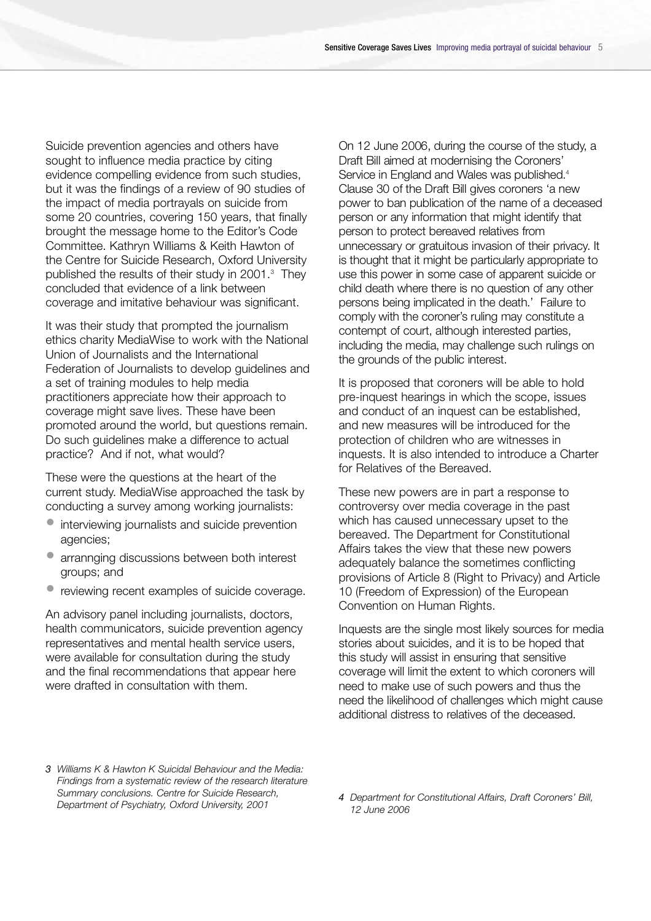Suicide prevention agencies and others have sought to influence media practice by citing evidence compelling evidence from such studies, but it was the findings of a review of 90 studies of the impact of media portrayals on suicide from some 20 countries, covering 150 years, that finally brought the message home to the Editor's Code Committee. Kathryn Williams & Keith Hawton of the Centre for Suicide Research, Oxford University published the results of their study in 2001.[3] They concluded that evidence of a link between coverage and imitative behaviour was significant.

It was their study that prompted the journalism ethics charity MediaWise to work with the National Union of Journalists and the International Federation of Journalists to develop guidelines and a set of training modules to help media practitioners appreciate how their approach to coverage might save lives. These have been promoted around the world, but questions remain. Do such guidelines make a difference to actual practice? And if not, what would?

These were the questions at the heart of the current study. MediaWise approached the task by conducting a survey among working journalists:

- interviewing journalists and suicide prevention agencies;
- arrannging discussions between both interest groups; and
- reviewing recent examples of suicide coverage.

An advisory panel including journalists, doctors, health communicators, suicide prevention agency representatives and mental health service users, were available for consultation during the study and the final recommendations that appear here were drafted in consultation with them.

On 12 June 2006, during the course of the study, a Draft Bill aimed at modernising the Coroners' Service in England and Wales was published.[4] Clause 30 of the Draft Bill gives coroners 'a new power to ban publication of the name of a deceased person or any information that might identify that person to protect bereaved relatives from unnecessary or gratuitous invasion of their privacy. It is thought that it might be particularly appropriate to use this power in some case of apparent suicide or child death where there is no question of any other persons being implicated in the death.' Failure to comply with the coroner's ruling may constitute a contempt of court, although interested parties, including the media, may challenge such rulings on the grounds of the public interest.

It is proposed that coroners will be able to hold pre-inquest hearings in which the scope, issues and conduct of an inquest can be established, and new measures will be introduced for the protection of children who are witnesses in inquests. It is also intended to introduce a Charter for Relatives of the Bereaved.

These new powers are in part a response to controversy over media coverage in the past which has caused unnecessary upset to the bereaved. The Department for Constitutional Affairs takes the view that these new powers adequately balance the sometimes conflicting provisions of Article 8 (Right to Privacy) and Article 10 (Freedom of Expression) of the European Convention on Human Rights.

Inquests are the single most likely sources for media stories about suicides, and it is to be hoped that this study will assist in ensuring that sensitive coverage will limit the extent to which coroners will need to make use of such powers and thus the need the likelihood of challenges which might cause additional distress to relatives of the deceased.

*3 Williams K & Hawton K Suicidal Behaviour and the Media: Findings from a systematic review of the research literature Summary conclusions. Centre for Suicide Research, Department of Psychiatry, Oxford University, 2001*

*4 Department for Constitutional Affairs, Draft Coroners' Bill, 12 June 2006*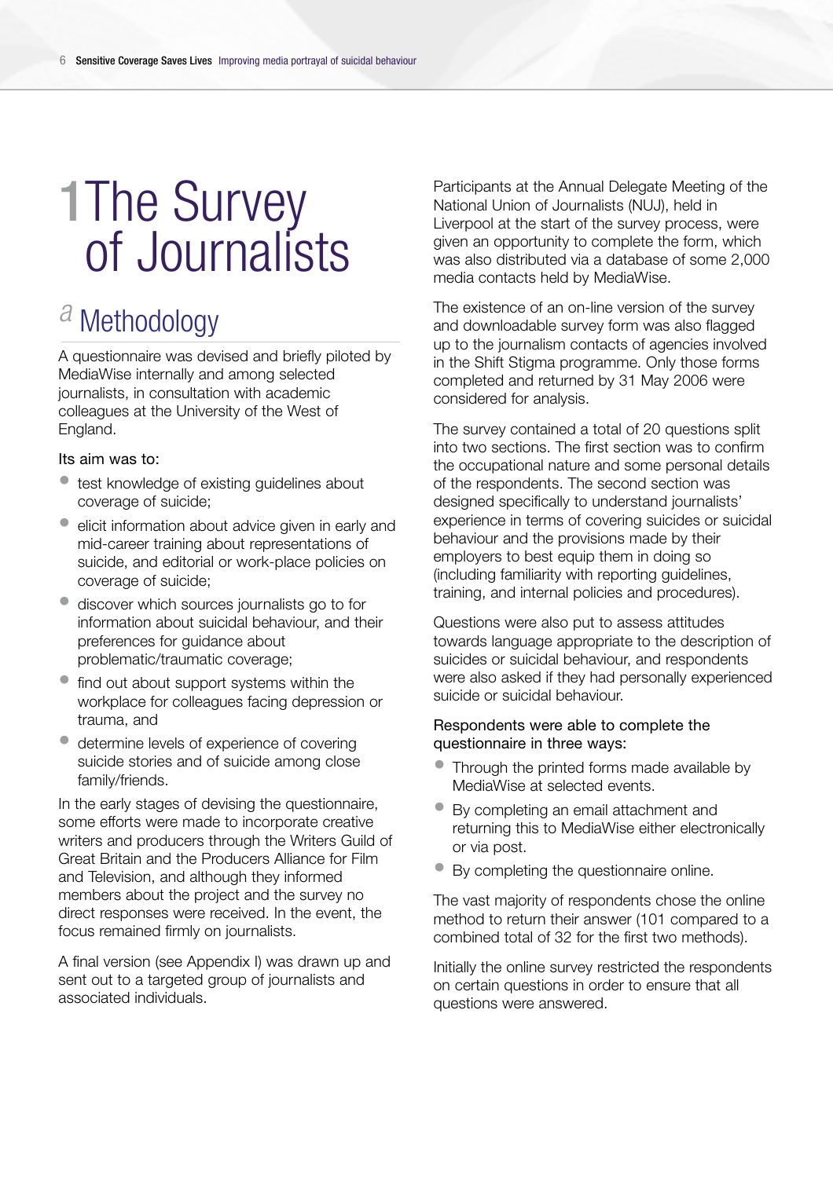# 1 The Survey of Journalists

## a Methodology

A questionnaire was devised and briefly piloted by MediaWise internally and among selected journalists, in consultation with academic colleagues at the University of the West of England.

Its aim was to:

- test knowledge of existing guidelines about coverage of suicide;
- elicit information about advice given in early and mid-career training about representations of suicide, and editorial or work-place policies on coverage of suicide;
- discover which sources journalists go to for information about suicidal behaviour, and their preferences for guidance about problematic/traumatic coverage;
- find out about support systems within the workplace for colleagues facing depression or trauma, and
- determine levels of experience of covering suicide stories and of suicide among close family/friends.

In the early stages of devising the questionnaire, some efforts were made to incorporate creative writers and producers through the Writers Guild of Great Britain and the Producers Alliance for Film and Television, and although they informed members about the project and the survey no direct responses were received. In the event, the focus remained firmly on journalists.

A final version (see Appendix I) was drawn up and sent out to a targeted group of journalists and associated individuals.

Participants at the Annual Delegate Meeting of the National Union of Journalists (NUJ), held in Liverpool at the start of the survey process, were given an opportunity to complete the form, which was also distributed via a database of some 2,000 media contacts held by MediaWise.

The existence of an on-line version of the survey and downloadable survey form was also flagged up to the journalism contacts of agencies involved in the Shift Stigma programme. Only those forms completed and returned by 31 May 2006 were considered for analysis.

The survey contained a total of 20 questions split into two sections. The first section was to confirm the occupational nature and some personal details of the respondents. The second section was designed specifically to understand journalists' experience in terms of covering suicides or suicidal behaviour and the provisions made by their employers to best equip them in doing so (including familiarity with reporting guidelines, training, and internal policies and procedures).

Questions were also put to assess attitudes towards language appropriate to the description of suicides or suicidal behaviour, and respondents were also asked if they had personally experienced suicide or suicidal behaviour.

Respondents were able to complete the questionnaire in three ways:

- Through the printed forms made available by MediaWise at selected events.
- By completing an email attachment and returning this to MediaWise either electronically or via post.
- By completing the questionnaire online.

The vast majority of respondents chose the online method to return their answer (101 compared to a combined total of 32 for the first two methods).

Initially the online survey restricted the respondents on certain questions in order to ensure that all questions were answered.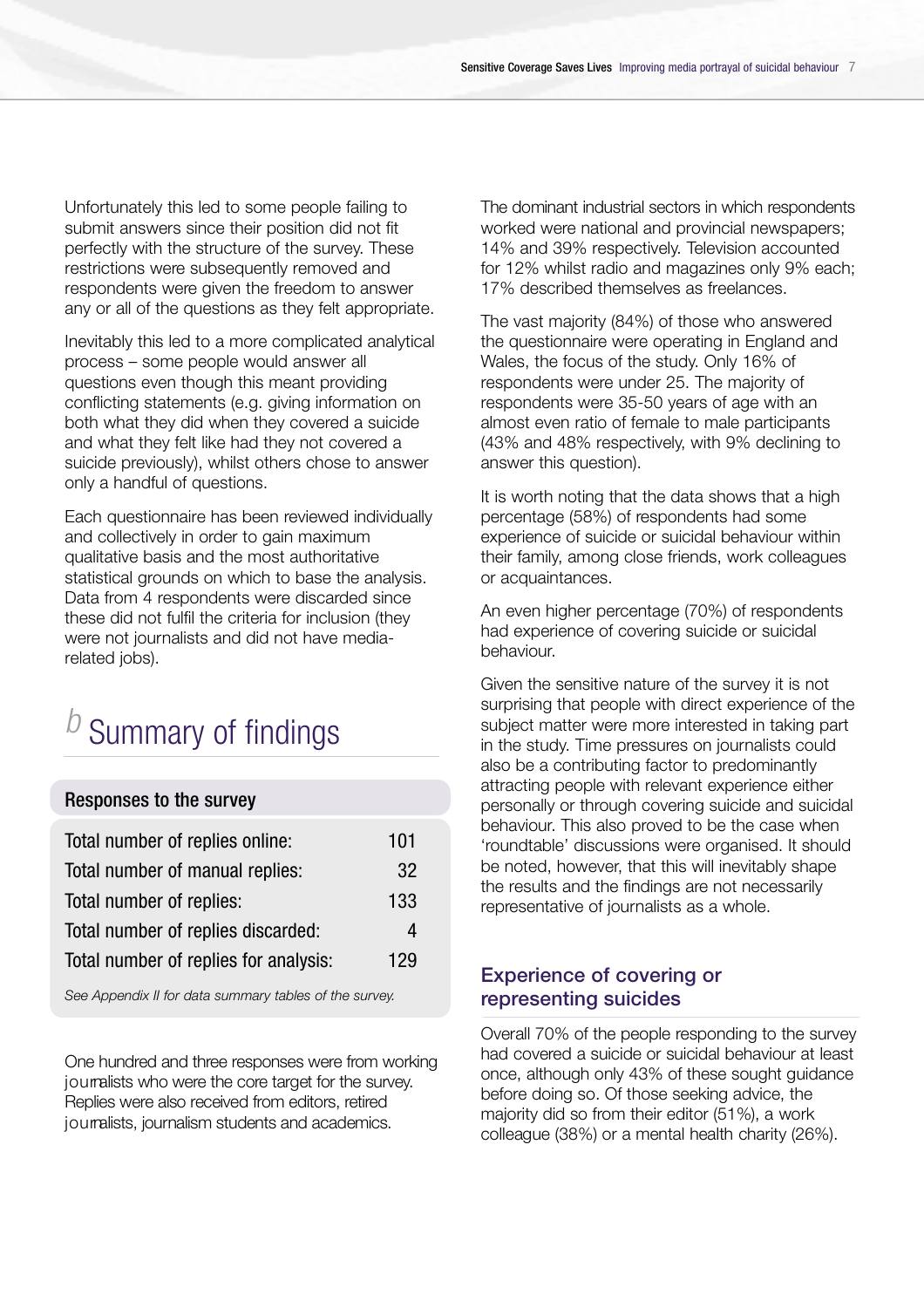Unfortunately this led to some people failing to submit answers since their position did not fit perfectly with the structure of the survey. These restrictions were subsequently removed and respondents were given the freedom to answer any or all of the questions as they felt appropriate.

Inevitably this led to a more complicated analytical process – some people would answer all questions even though this meant providing conflicting statements (e.g. giving information on both what they did when they covered a suicide and what they felt like had they not covered a suicide previously), whilst others chose to answer only a handful of questions.

Each questionnaire has been reviewed individually and collectively in order to gain maximum qualitative basis and the most authoritative statistical grounds on which to base the analysis. Data from 4 respondents were discarded since these did not fulfil the criteria for inclusion (they were not journalists and did not have media-related jobs).

## *b* Summary of findings

### Responses to the survey

| | |
|---|---|
| Total number of replies online: | 101 |
| Total number of manual replies: | 32 |
| Total number of replies: | 133 |
| Total number of replies discarded: | 4 |
| Total number of replies for analysis: | 129 |

*See Appendix II for data summary tables of the survey.*

One hundred and three responses were from working journalists who were the core target for the survey. Replies were also received from editors, retired journalists, journalism students and academics.

The dominant industrial sectors in which respondents worked were national and provincial newspapers; 14% and 39% respectively. Television accounted for 12% whilst radio and magazines only 9% each; 17% described themselves as freelances.

The vast majority (84%) of those who answered the questionnaire were operating in England and Wales, the focus of the study. Only 16% of respondents were under 25. The majority of respondents were 35-50 years of age with an almost even ratio of female to male participants (43% and 48% respectively, with 9% declining to answer this question).

It is worth noting that the data shows that a high percentage (58%) of respondents had some experience of suicide or suicidal behaviour within their family, among close friends, work colleagues or acquaintances.

An even higher percentage (70%) of respondents had experience of covering suicide or suicidal behaviour.

Given the sensitive nature of the survey it is not surprising that people with direct experience of the subject matter were more interested in taking part in the study. Time pressures on journalists could also be a contributing factor to predominantly attracting people with relevant experience either personally or through covering suicide and suicidal behaviour. This also proved to be the case when 'roundtable' discussions were organised. It should be noted, however, that this will inevitably shape the results and the findings are not necessarily representative of journalists as a whole.

### Experience of covering or representing suicides

Overall 70% of the people responding to the survey had covered a suicide or suicidal behaviour at least once, although only 43% of these sought guidance before doing so. Of those seeking advice, the majority did so from their editor (51%), a work colleague (38%) or a mental health charity (26%).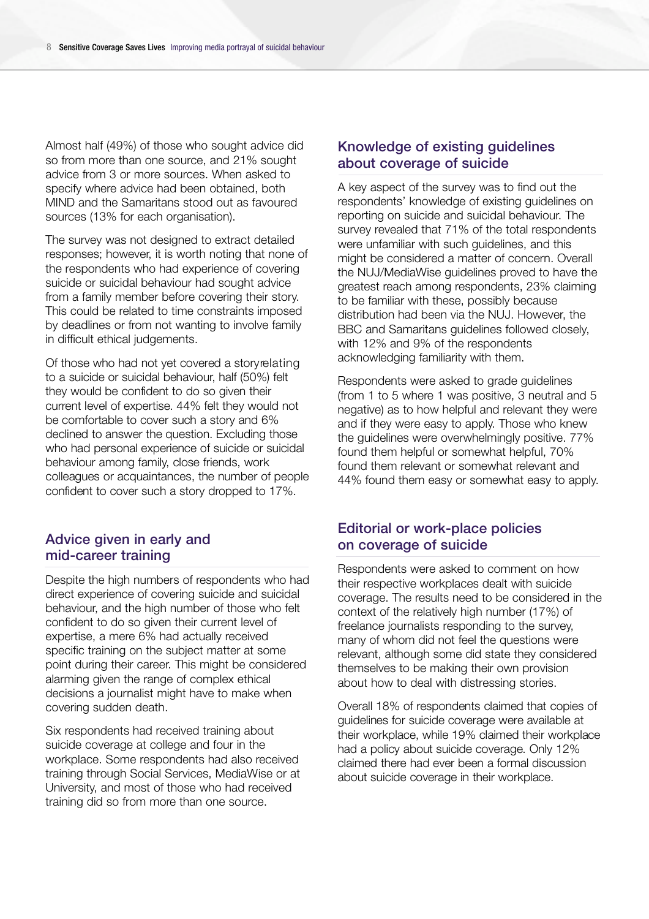Almost half (49%) of those who sought advice did so from more than one source, and 21% sought advice from 3 or more sources. When asked to specify where advice had been obtained, both MIND and the Samaritans stood out as favoured sources (13% for each organisation).

The survey was not designed to extract detailed responses; however, it is worth noting that none of the respondents who had experience of covering suicide or suicidal behaviour had sought advice from a family member before covering their story. This could be related to time constraints imposed by deadlines or from not wanting to involve family in difficult ethical judgements.

Of those who had not yet covered a storyrelating to a suicide or suicidal behaviour, half (50%) felt they would be confident to do so given their current level of expertise. 44% felt they would not be comfortable to cover such a story and 6% declined to answer the question. Excluding those who had personal experience of suicide or suicidal behaviour among family, close friends, work colleagues or acquaintances, the number of people confident to cover such a story dropped to 17%.

## Advice given in early and mid-career training

Despite the high numbers of respondents who had direct experience of covering suicide and suicidal behaviour, and the high number of those who felt confident to do so given their current level of expertise, a mere 6% had actually received specific training on the subject matter at some point during their career. This might be considered alarming given the range of complex ethical decisions a journalist might have to make when covering sudden death.

Six respondents had received training about suicide coverage at college and four in the workplace. Some respondents had also received training through Social Services, MediaWise or at University, and most of those who had received training did so from more than one source.

## Knowledge of existing guidelines about coverage of suicide

A key aspect of the survey was to find out the respondents' knowledge of existing guidelines on reporting on suicide and suicidal behaviour. The survey revealed that 71% of the total respondents were unfamiliar with such guidelines, and this might be considered a matter of concern. Overall the NUJ/MediaWise guidelines proved to have the greatest reach among respondents, 23% claiming to be familiar with these, possibly because distribution had been via the NUJ. However, the BBC and Samaritans guidelines followed closely, with 12% and 9% of the respondents acknowledging familiarity with them.

Respondents were asked to grade guidelines (from 1 to 5 where 1 was positive, 3 neutral and 5 negative) as to how helpful and relevant they were and if they were easy to apply. Those who knew the guidelines were overwhelmingly positive. 77% found them helpful or somewhat helpful, 70% found them relevant or somewhat relevant and 44% found them easy or somewhat easy to apply.

## Editorial or work-place policies on coverage of suicide

Respondents were asked to comment on how their respective workplaces dealt with suicide coverage. The results need to be considered in the context of the relatively high number (17%) of freelance journalists responding to the survey, many of whom did not feel the questions were relevant, although some did state they considered themselves to be making their own provision about how to deal with distressing stories.

Overall 18% of respondents claimed that copies of guidelines for suicide coverage were available at their workplace, while 19% claimed their workplace had a policy about suicide coverage. Only 12% claimed there had ever been a formal discussion about suicide coverage in their workplace.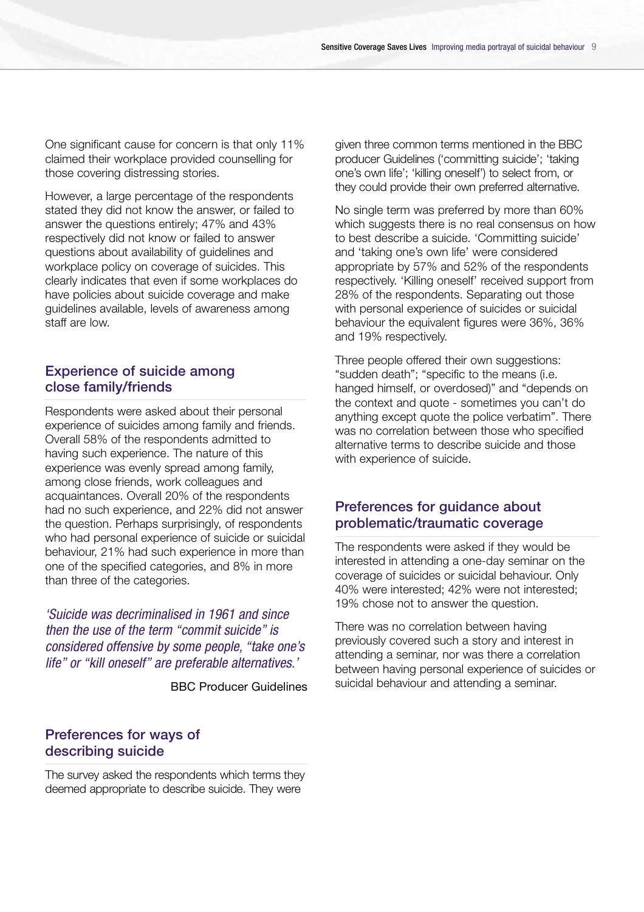One significant cause for concern is that only 11% claimed their workplace provided counselling for those covering distressing stories.

However, a large percentage of the respondents stated they did not know the answer, or failed to answer the questions entirely; 47% and 43% respectively did not know or failed to answer questions about availability of guidelines and workplace policy on coverage of suicides. This clearly indicates that even if some workplaces do have policies about suicide coverage and make guidelines available, levels of awareness among staff are low.

## Experience of suicide among close family/friends

Respondents were asked about their personal experience of suicides among family and friends. Overall 58% of the respondents admitted to having such experience. The nature of this experience was evenly spread among family, among close friends, work colleagues and acquaintances. Overall 20% of the respondents had no such experience, and 22% did not answer the question. Perhaps surprisingly, of respondents who had personal experience of suicide or suicidal behaviour, 21% had such experience in more than one of the specified categories, and 8% in more than three of the categories.

> *'Suicide was decriminalised in 1961 and since then the use of the term "commit suicide" is considered offensive by some people, "take one's life" or "kill oneself" are preferable alternatives.'*
>
> BBC Producer Guidelines

## Preferences for ways of describing suicide

The survey asked the respondents which terms they deemed appropriate to describe suicide. They were given three common terms mentioned in the BBC producer Guidelines ('committing suicide'; 'taking one's own life'; 'killing oneself') to select from, or they could provide their own preferred alternative.

No single term was preferred by more than 60% which suggests there is no real consensus on how to best describe a suicide. 'Committing suicide' and 'taking one's own life' were considered appropriate by 57% and 52% of the respondents respectively. 'Killing oneself' received support from 28% of the respondents. Separating out those with personal experience of suicides or suicidal behaviour the equivalent figures were 36%, 36% and 19% respectively.

Three people offered their own suggestions: "sudden death"; "specific to the means (i.e. hanged himself, or overdosed)" and "depends on the context and quote - sometimes you can't do anything except quote the police verbatim". There was no correlation between those who specified alternative terms to describe suicide and those with experience of suicide.

## Preferences for guidance about problematic/traumatic coverage

The respondents were asked if they would be interested in attending a one-day seminar on the coverage of suicides or suicidal behaviour. Only 40% were interested; 42% were not interested; 19% chose not to answer the question.

There was no correlation between having previously covered such a story and interest in attending a seminar, nor was there a correlation between having personal experience of suicides or suicidal behaviour and attending a seminar.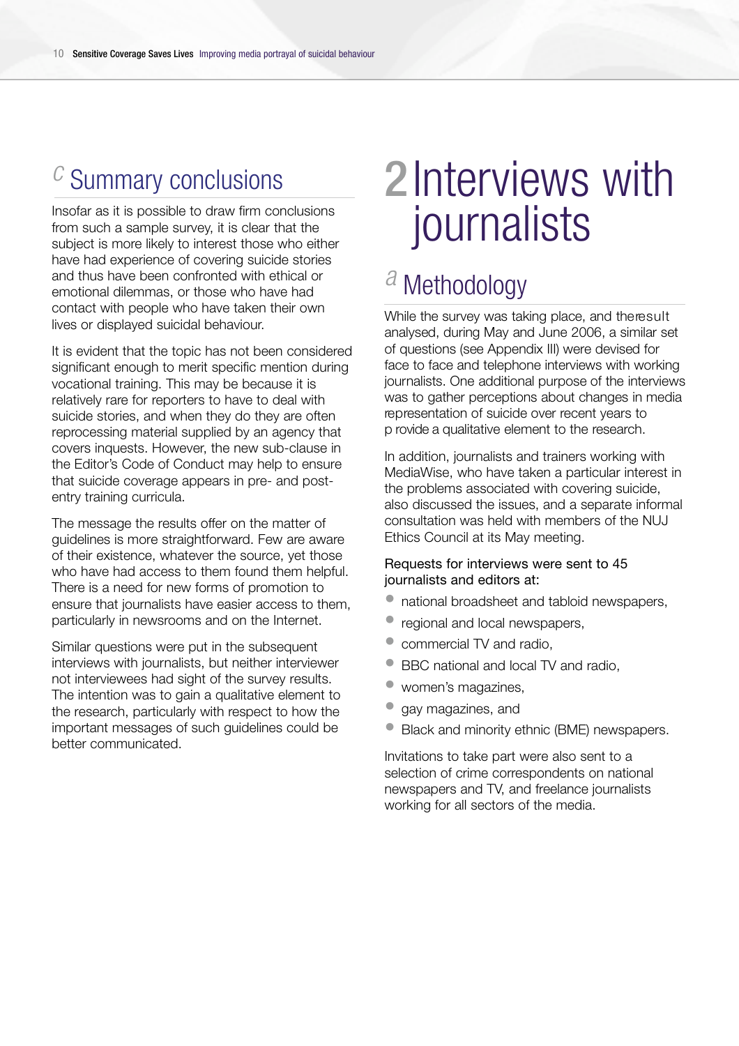## c Summary conclusions

Insofar as it is possible to draw firm conclusions from such a sample survey, it is clear that the subject is more likely to interest those who either have had experience of covering suicide stories and thus have been confronted with ethical or emotional dilemmas, or those who have had contact with people who have taken their own lives or displayed suicidal behaviour.

It is evident that the topic has not been considered significant enough to merit specific mention during vocational training. This may be because it is relatively rare for reporters to have to deal with suicide stories, and when they do they are often reprocessing material supplied by an agency that covers inquests. However, the new sub-clause in the Editor's Code of Conduct may help to ensure that suicide coverage appears in pre- and post-entry training curricula.

The message the results offer on the matter of guidelines is more straightforward. Few are aware of their existence, whatever the source, yet those who have had access to them found them helpful. There is a need for new forms of promotion to ensure that journalists have easier access to them, particularly in newsrooms and on the Internet.

Similar questions were put in the subsequent interviews with journalists, but neither interviewer not interviewees had sight of the survey results. The intention was to gain a qualitative element to the research, particularly with respect to how the important messages of such guidelines could be better communicated.

# 2 Interviews with journalists

## a Methodology

While the survey was taking place, and theresult analysed, during May and June 2006, a similar set of questions (see Appendix III) were devised for face to face and telephone interviews with working journalists. One additional purpose of the interviews was to gather perceptions about changes in media representation of suicide over recent years to p rovide a qualitative element to the research.

In addition, journalists and trainers working with MediaWise, who have taken a particular interest in the problems associated with covering suicide, also discussed the issues, and a separate informal consultation was held with members of the NUJ Ethics Council at its May meeting.

Requests for interviews were sent to 45 journalists and editors at:

- national broadsheet and tabloid newspapers,
- regional and local newspapers,
- commercial TV and radio,
- BBC national and local TV and radio,
- women's magazines,
- gay magazines, and
- Black and minority ethnic (BME) newspapers.

Invitations to take part were also sent to a selection of crime correspondents on national newspapers and TV, and freelance journalists working for all sectors of the media.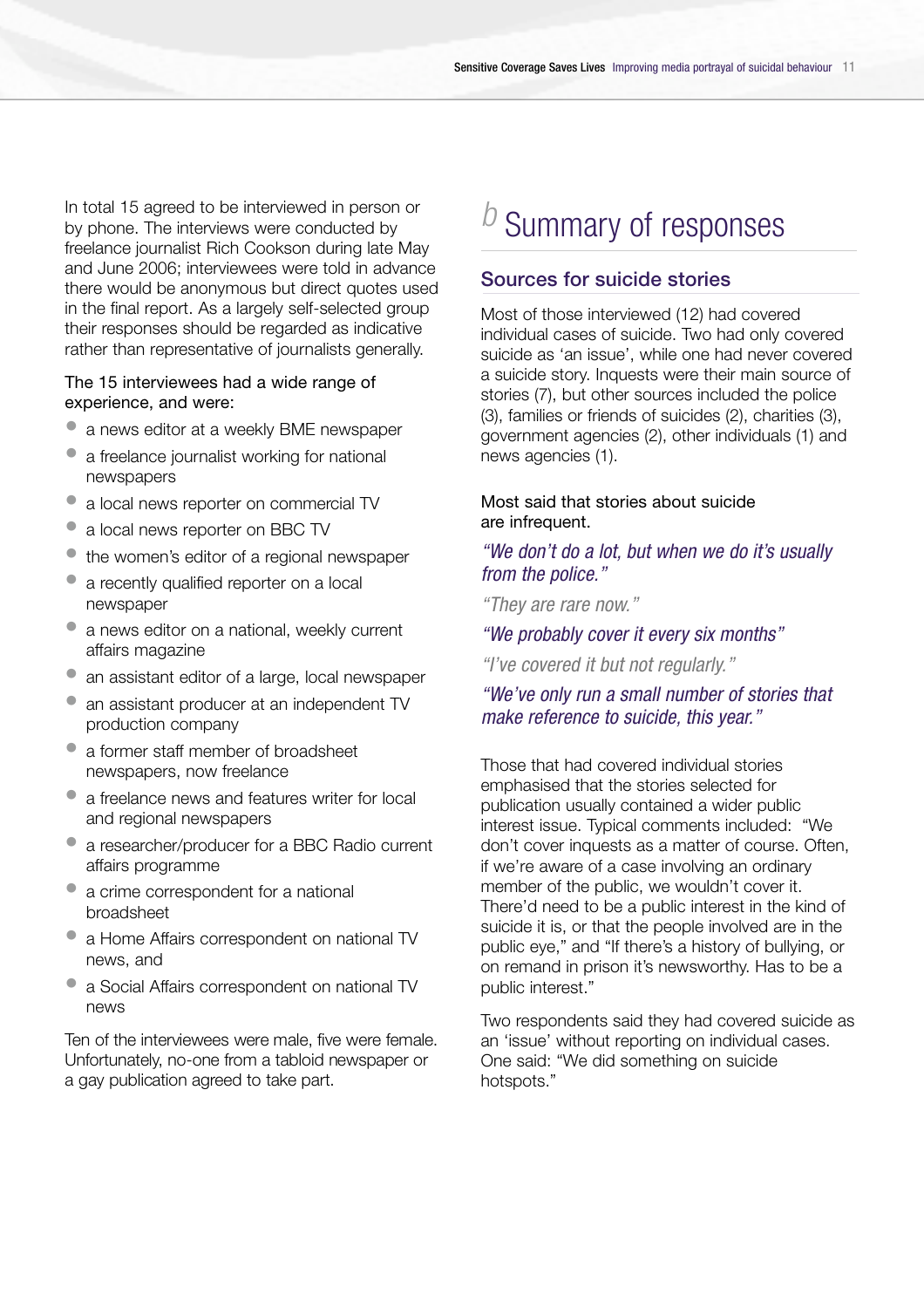In total 15 agreed to be interviewed in person or by phone. The interviews were conducted by freelance journalist Rich Cookson during late May and June 2006; interviewees were told in advance there would be anonymous but direct quotes used in the final report. As a largely self-selected group their responses should be regarded as indicative rather than representative of journalists generally.

The 15 interviewees had a wide range of experience, and were:

- a news editor at a weekly BME newspaper
- a freelance journalist working for national newspapers
- a local news reporter on commercial TV
- a local news reporter on BBC TV
- the women's editor of a regional newspaper
- a recently qualified reporter on a local newspaper
- a news editor on a national, weekly current affairs magazine
- an assistant editor of a large, local newspaper
- an assistant producer at an independent TV production company
- a former staff member of broadsheet newspapers, now freelance
- a freelance news and features writer for local and regional newspapers
- a researcher/producer for a BBC Radio current affairs programme
- a crime correspondent for a national broadsheet
- a Home Affairs correspondent on national TV news, and
- a Social Affairs correspondent on national TV news

Ten of the interviewees were male, five were female. Unfortunately, no-one from a tabloid newspaper or a gay publication agreed to take part.

# *b* Summary of responses

## Sources for suicide stories

Most of those interviewed (12) had covered individual cases of suicide. Two had only covered suicide as 'an issue', while one had never covered a suicide story. Inquests were their main source of stories (7), but other sources included the police (3), families or friends of suicides (2), charities (3), government agencies (2), other individuals (1) and news agencies (1).

Most said that stories about suicide are infrequent.

*"We don't do a lot, but when we do it's usually from the police."*

*"They are rare now."*

*"We probably cover it every six months"*

*"I've covered it but not regularly."*

*"We've only run a small number of stories that make reference to suicide, this year."*

Those that had covered individual stories emphasised that the stories selected for publication usually contained a wider public interest issue. Typical comments included: "We don't cover inquests as a matter of course. Often, if we're aware of a case involving an ordinary member of the public, we wouldn't cover it. There'd need to be a public interest in the kind of suicide it is, or that the people involved are in the public eye," and "If there's a history of bullying, or on remand in prison it's newsworthy. Has to be a public interest."

Two respondents said they had covered suicide as an 'issue' without reporting on individual cases. One said: "We did something on suicide hotspots."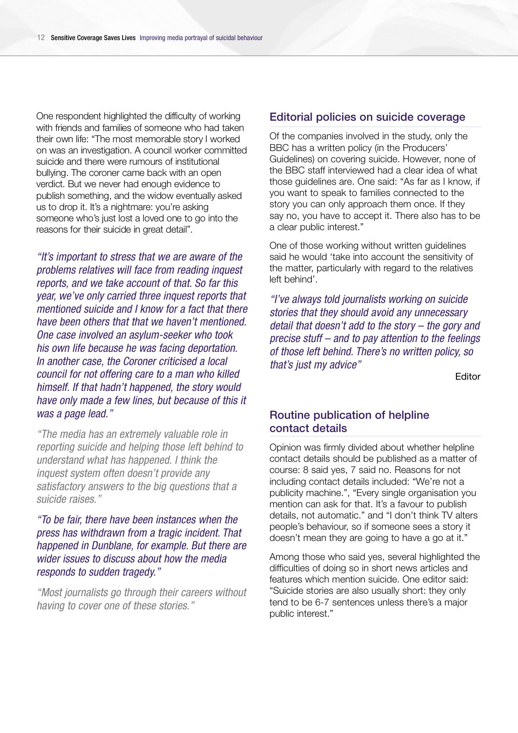One respondent highlighted the difficulty of working with friends and families of someone who had taken their own life: "The most memorable story I worked on was an investigation. A council worker committed suicide and there were rumours of institutional bullying. The coroner came back with an open verdict. But we never had enough evidence to publish something, and the widow eventually asked us to drop it. It's a nightmare: you're asking someone who's just lost a loved one to go into the reasons for their suicide in great detail".

*"It's important to stress that we are aware of the problems relatives will face from reading inquest reports, and we take account of that. So far this year, we've only carried three inquest reports that mentioned suicide and I know for a fact that there have been others that that we haven't mentioned. One case involved an asylum-seeker who took his own life because he was facing deportation. In another case, the Coroner criticised a local council for not offering care to a man who killed himself. If that hadn't happened, the story would have only made a few lines, but because of this it was a page lead."*

*"The media has an extremely valuable role in reporting suicide and helping those left behind to understand what has happened. I think the inquest system often doesn't provide any satisfactory answers to the big questions that a suicide raises."*

*"To be fair, there have been instances when the press has withdrawn from a tragic incident. That happened in Dunblane, for example. But there are wider issues to discuss about how the media responds to sudden tragedy."*

*"Most journalists go through their careers without having to cover one of these stories."*

## Editorial policies on suicide coverage

Of the companies involved in the study, only the BBC has a written policy (in the Producers' Guidelines) on covering suicide. However, none of the BBC staff interviewed had a clear idea of what those guidelines are. One said: "As far as I know, if you want to speak to families connected to the story you can only approach them once. If they say no, you have to accept it. There also has to be a clear public interest."

One of those working without written guidelines said he would 'take into account the sensitivity of the matter, particularly with regard to the relatives left behind'.

*"I've always told journalists working on suicide stories that they should avoid any unnecessary detail that doesn't add to the story – the gory and precise stuff – and to pay attention to the feelings of those left behind. There's no written policy, so that's just my advice"*

Editor

## Routine publication of helpline contact details

Opinion was firmly divided about whether helpline contact details should be published as a matter of course: 8 said yes, 7 said no. Reasons for not including contact details included: "We're not a publicity machine.", "Every single organisation you mention can ask for that. It's a favour to publish details, not automatic." and "I don't think TV alters people's behaviour, so if someone sees a story it doesn't mean they are going to have a go at it."

Among those who said yes, several highlighted the difficulties of doing so in short news articles and features which mention suicide. One editor said: "Suicide stories are also usually short: they only tend to be 6-7 sentences unless there's a major public interest."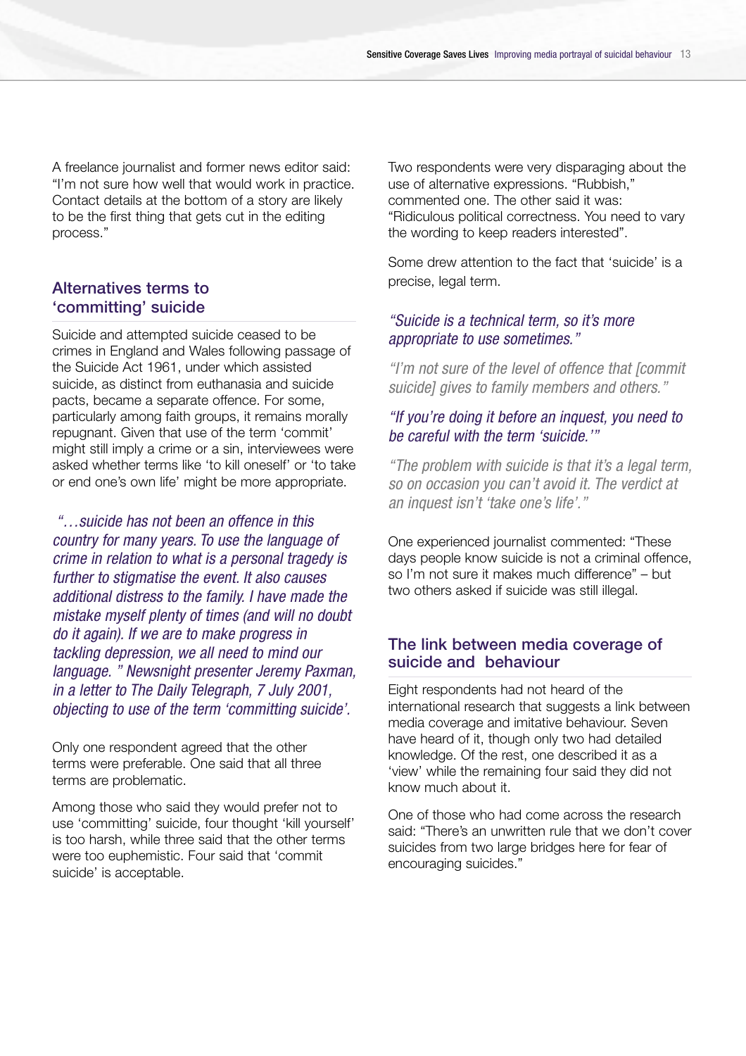A freelance journalist and former news editor said: "I'm not sure how well that would work in practice. Contact details at the bottom of a story are likely to be the first thing that gets cut in the editing process."

## Alternatives terms to 'committing' suicide

Suicide and attempted suicide ceased to be crimes in England and Wales following passage of the Suicide Act 1961, under which assisted suicide, as distinct from euthanasia and suicide pacts, became a separate offence. For some, particularly among faith groups, it remains morally repugnant. Given that use of the term 'commit' might still imply a crime or a sin, interviewees were asked whether terms like 'to kill oneself' or 'to take or end one's own life' might be more appropriate.

*"…suicide has not been an offence in this country for many years. To use the language of crime in relation to what is a personal tragedy is further to stigmatise the event. It also causes additional distress to the family. I have made the mistake myself plenty of times (and will no doubt do it again). If we are to make progress in tackling depression, we all need to mind our language." Newsnight presenter Jeremy Paxman, in a letter to The Daily Telegraph, 7 July 2001, objecting to use of the term 'committing suicide'.*

Only one respondent agreed that the other terms were preferable. One said that all three terms are problematic.

Among those who said they would prefer not to use 'committing' suicide, four thought 'kill yourself' is too harsh, while three said that the other terms were too euphemistic. Four said that 'commit suicide' is acceptable.

Two respondents were very disparaging about the use of alternative expressions. "Rubbish," commented one. The other said it was: "Ridiculous political correctness. You need to vary the wording to keep readers interested".

Some drew attention to the fact that 'suicide' is a precise, legal term.

*"Suicide is a technical term, so it's more appropriate to use sometimes."*

*"I'm not sure of the level of offence that [commit suicide] gives to family members and others."*

*"If you're doing it before an inquest, you need to be careful with the term 'suicide.'"*

*"The problem with suicide is that it's a legal term, so on occasion you can't avoid it. The verdict at an inquest isn't 'take one's life'."*

One experienced journalist commented: "These days people know suicide is not a criminal offence, so I'm not sure it makes much difference" – but two others asked if suicide was still illegal.

## The link between media coverage of suicide and behaviour

Eight respondents had not heard of the international research that suggests a link between media coverage and imitative behaviour. Seven have heard of it, though only two had detailed knowledge. Of the rest, one described it as a 'view' while the remaining four said they did not know much about it.

One of those who had come across the research said: "There's an unwritten rule that we don't cover suicides from two large bridges here for fear of encouraging suicides."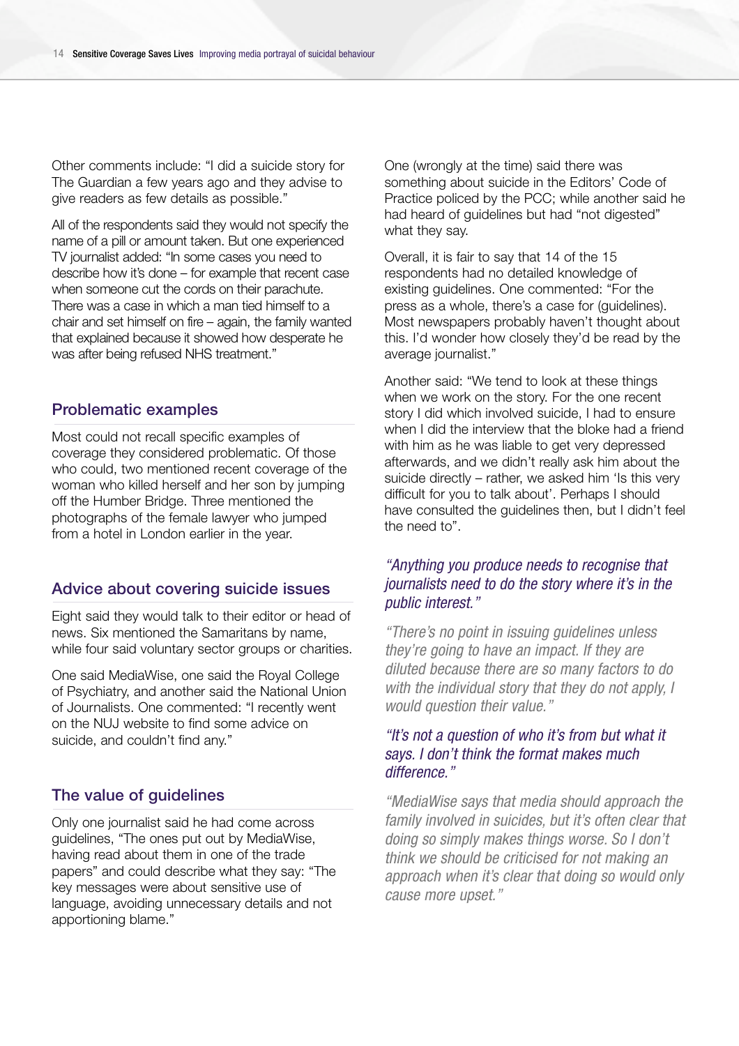Other comments include: "I did a suicide story for The Guardian a few years ago and they advise to give readers as few details as possible."

All of the respondents said they would not specify the name of a pill or amount taken. But one experienced TV journalist added: "In some cases you need to describe how it's done – for example that recent case when someone cut the cords on their parachute. There was a case in which a man tied himself to a chair and set himself on fire – again, the family wanted that explained because it showed how desperate he was after being refused NHS treatment."

## Problematic examples

Most could not recall specific examples of coverage they considered problematic. Of those who could, two mentioned recent coverage of the woman who killed herself and her son by jumping off the Humber Bridge. Three mentioned the photographs of the female lawyer who jumped from a hotel in London earlier in the year.

## Advice about covering suicide issues

Eight said they would talk to their editor or head of news. Six mentioned the Samaritans by name, while four said voluntary sector groups or charities.

One said MediaWise, one said the Royal College of Psychiatry, and another said the National Union of Journalists. One commented: "I recently went on the NUJ website to find some advice on suicide, and couldn't find any."

## The value of guidelines

Only one journalist said he had come across guidelines, "The ones put out by MediaWise, having read about them in one of the trade papers" and could describe what they say: "The key messages were about sensitive use of language, avoiding unnecessary details and not apportioning blame."

One (wrongly at the time) said there was something about suicide in the Editors' Code of Practice policed by the PCC; while another said he had heard of guidelines but had "not digested" what they say.

Overall, it is fair to say that 14 of the 15 respondents had no detailed knowledge of existing guidelines. One commented: "For the press as a whole, there's a case for (guidelines). Most newspapers probably haven't thought about this. I'd wonder how closely they'd be read by the average journalist."

Another said: "We tend to look at these things when we work on the story. For the one recent story I did which involved suicide, I had to ensure when I did the interview that the bloke had a friend with him as he was liable to get very depressed afterwards, and we didn't really ask him about the suicide directly – rather, we asked him 'Is this very difficult for you to talk about'. Perhaps I should have consulted the guidelines then, but I didn't feel the need to".

*"Anything you produce needs to recognise that journalists need to do the story where it's in the public interest."*

*"There's no point in issuing guidelines unless they're going to have an impact. If they are diluted because there are so many factors to do with the individual story that they do not apply, I would question their value."*

*"It's not a question of who it's from but what it says. I don't think the format makes much difference."*

*"MediaWise says that media should approach the family involved in suicides, but it's often clear that doing so simply makes things worse. So I don't think we should be criticised for not making an approach when it's clear that doing so would only cause more upset."*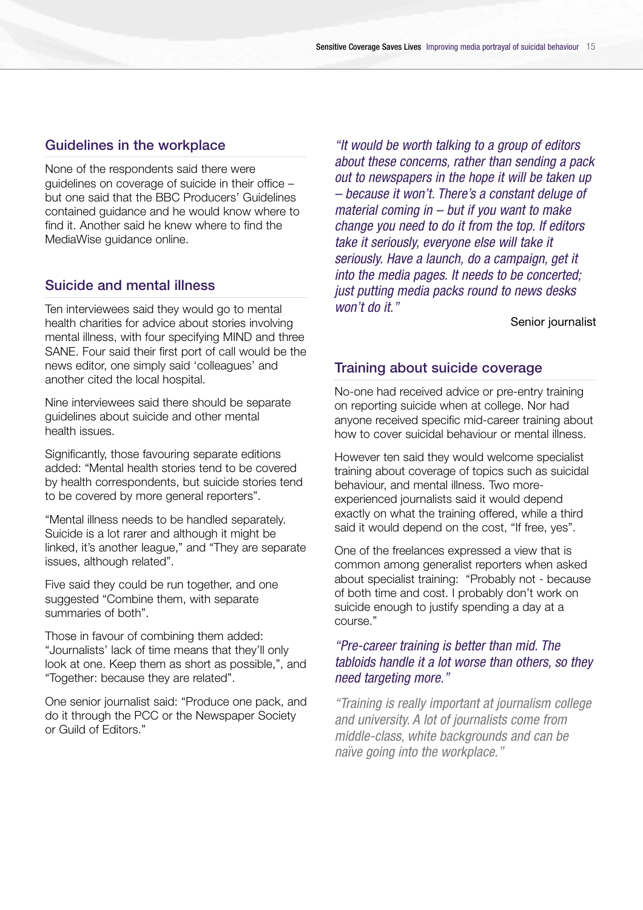## Guidelines in the workplace

None of the respondents said there were guidelines on coverage of suicide in their office – but one said that the BBC Producers' Guidelines contained guidance and he would know where to find it. Another said he knew where to find the MediaWise guidance online.

## Suicide and mental illness

Ten interviewees said they would go to mental health charities for advice about stories involving mental illness, with four specifying MIND and three SANE. Four said their first port of call would be the news editor, one simply said 'colleagues' and another cited the local hospital.

Nine interviewees said there should be separate guidelines about suicide and other mental health issues.

Significantly, those favouring separate editions added: "Mental health stories tend to be covered by health correspondents, but suicide stories tend to be covered by more general reporters".

"Mental illness needs to be handled separately. Suicide is a lot rarer and although it might be linked, it's another league," and "They are separate issues, although related".

Five said they could be run together, and one suggested "Combine them, with separate summaries of both".

Those in favour of combining them added: "Journalists' lack of time means that they'll only look at one. Keep them as short as possible,", and "Together: because they are related".

One senior journalist said: "Produce one pack, and do it through the PCC or the Newspaper Society or Guild of Editors."

*"It would be worth talking to a group of editors about these concerns, rather than sending a pack out to newspapers in the hope it will be taken up – because it won't. There's a constant deluge of material coming in – but if you want to make change you need to do it from the top. If editors take it seriously, everyone else will take it seriously. Have a launch, do a campaign, get it into the media pages. It needs to be concerted; just putting media packs round to news desks won't do it."*

Senior journalist

## Training about suicide coverage

No-one had received advice or pre-entry training on reporting suicide when at college. Nor had anyone received specific mid-career training about how to cover suicidal behaviour or mental illness.

However ten said they would welcome specialist training about coverage of topics such as suicidal behaviour, and mental illness. Two more-experienced journalists said it would depend exactly on what the training offered, while a third said it would depend on the cost, "If free, yes".

One of the freelances expressed a view that is common among generalist reporters when asked about specialist training: "Probably not - because of both time and cost. I probably don't work on suicide enough to justify spending a day at a course."

*"Pre-career training is better than mid. The tabloids handle it a lot worse than others, so they need targeting more."*

*"Training is really important at journalism college and university. A lot of journalists come from middle-class, white backgrounds and can be naïve going into the workplace."*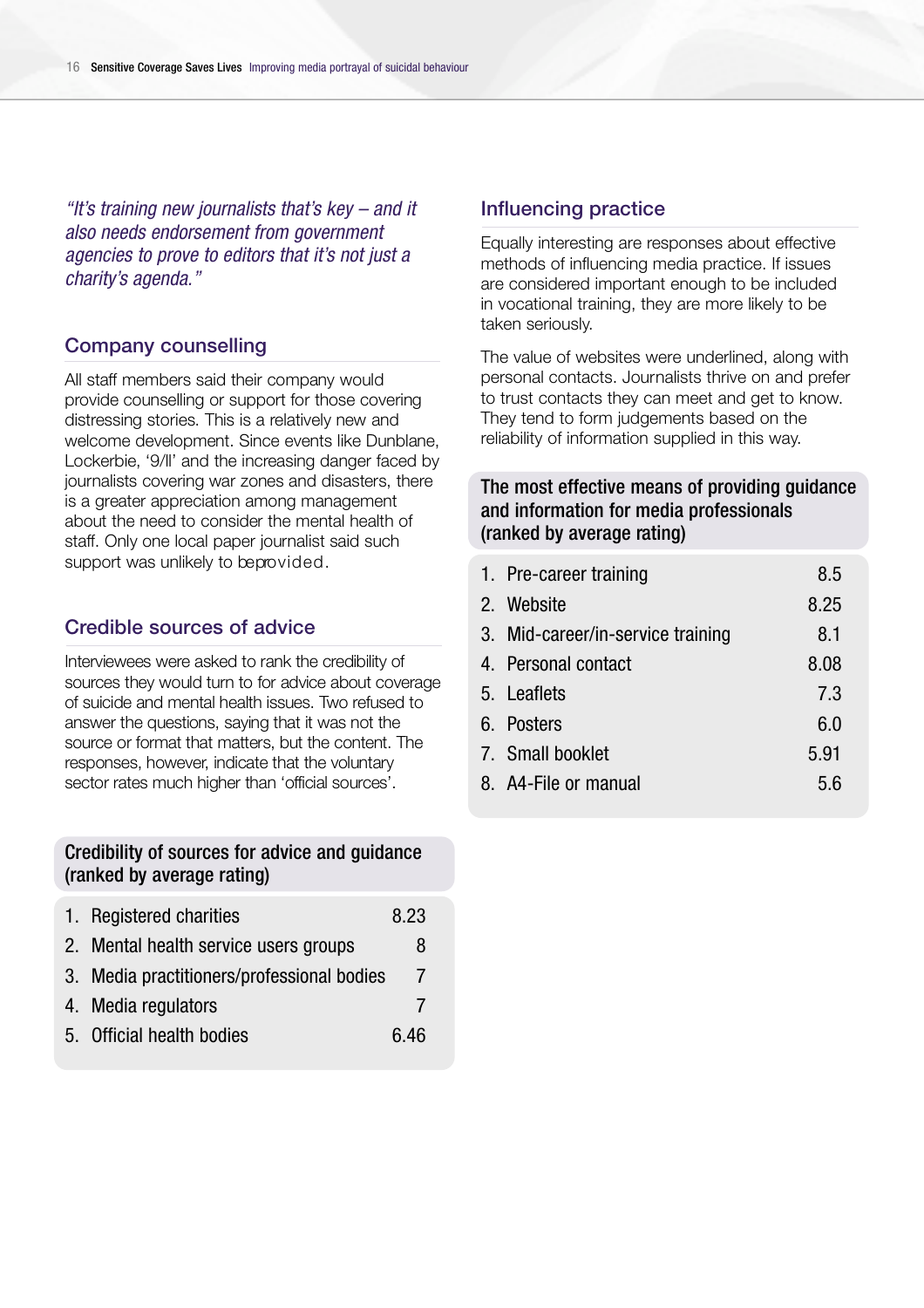*"It's training new journalists that's key – and it also needs endorsement from government agencies to prove to editors that it's not just a charity's agenda."*

## Company counselling

All staff members said their company would provide counselling or support for those covering distressing stories. This is a relatively new and welcome development. Since events like Dunblane, Lockerbie, '9/ll' and the increasing danger faced by journalists covering war zones and disasters, there is a greater appreciation among management about the need to consider the mental health of staff. Only one local paper journalist said such support was unlikely to beprovided.

## Credible sources of advice

Interviewees were asked to rank the credibility of sources they would turn to for advice about coverage of suicide and mental health issues. Two refused to answer the questions, saying that it was not the source or format that matters, but the content. The responses, however, indicate that the voluntary sector rates much higher than 'official sources'.

**Credibility of sources for advice and guidance (ranked by average rating)**

| Source | Rating |
|---|---|
| 1. Registered charities | 8.23 |
| 2. Mental health service users groups | 8 |
| 3. Media practitioners/professional bodies | 7 |
| 4. Media regulators | 7 |
| 5. Official health bodies | 6.46 |

## Influencing practice

Equally interesting are responses about effective methods of influencing media practice. If issues are considered important enough to be included in vocational training, they are more likely to be taken seriously.

The value of websites were underlined, along with personal contacts. Journalists thrive on and prefer to trust contacts they can meet and get to know. They tend to form judgements based on the reliability of information supplied in this way.

**The most effective means of providing guidance and information for media professionals (ranked by average rating)**

| Means | Rating |
|---|---|
| 1. Pre-career training | 8.5 |
| 2. Website | 8.25 |
| 3. Mid-career/in-service training | 8.1 |
| 4. Personal contact | 8.08 |
| 5. Leaflets | 7.3 |
| 6. Posters | 6.0 |
| 7. Small booklet | 5.91 |
| 8. A4-File or manual | 5.6 |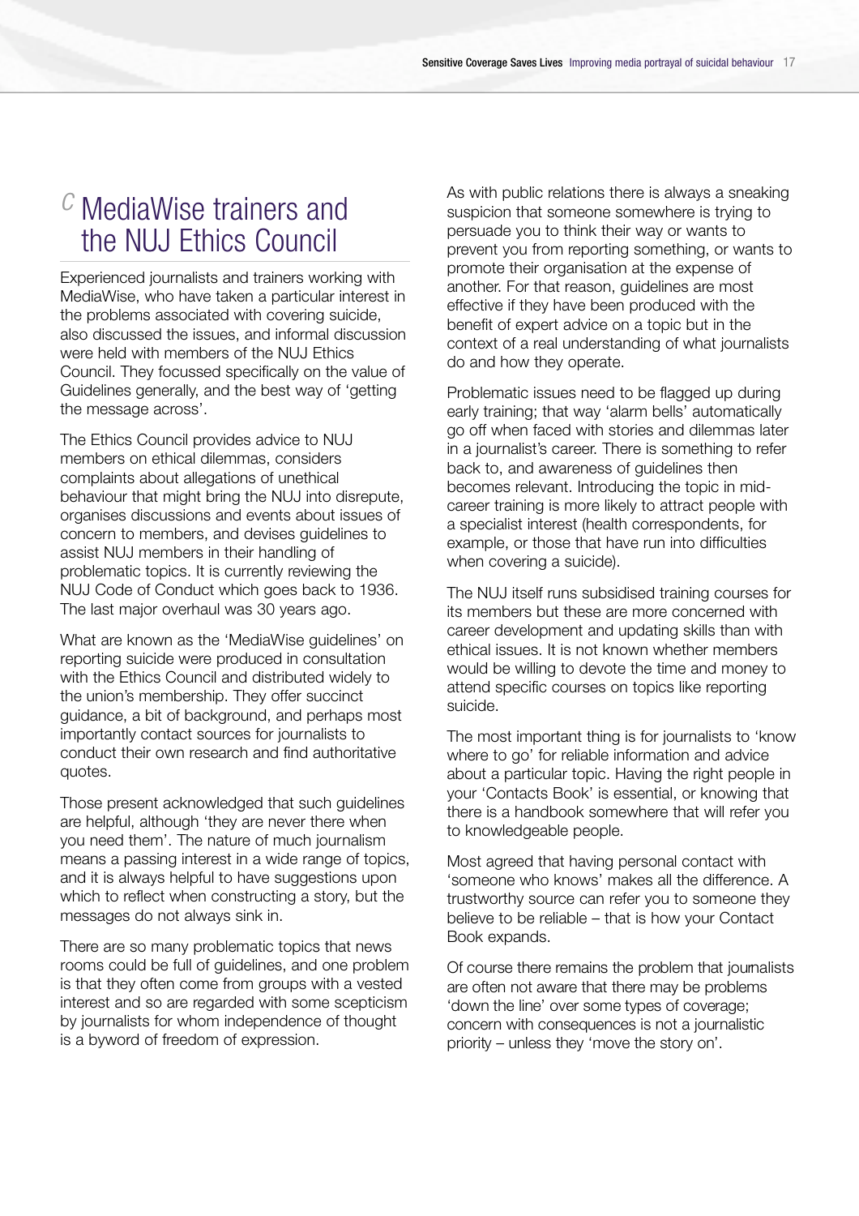## C MediaWise trainers and the NUJ Ethics Council

Experienced journalists and trainers working with MediaWise, who have taken a particular interest in the problems associated with covering suicide, also discussed the issues, and informal discussion were held with members of the NUJ Ethics Council. They focussed specifically on the value of Guidelines generally, and the best way of 'getting the message across'.

The Ethics Council provides advice to NUJ members on ethical dilemmas, considers complaints about allegations of unethical behaviour that might bring the NUJ into disrepute, organises discussions and events about issues of concern to members, and devises guidelines to assist NUJ members in their handling of problematic topics. It is currently reviewing the NUJ Code of Conduct which goes back to 1936. The last major overhaul was 30 years ago.

What are known as the 'MediaWise guidelines' on reporting suicide were produced in consultation with the Ethics Council and distributed widely to the union's membership. They offer succinct guidance, a bit of background, and perhaps most importantly contact sources for journalists to conduct their own research and find authoritative quotes.

Those present acknowledged that such guidelines are helpful, although 'they are never there when you need them'. The nature of much journalism means a passing interest in a wide range of topics, and it is always helpful to have suggestions upon which to reflect when constructing a story, but the messages do not always sink in.

There are so many problematic topics that news rooms could be full of guidelines, and one problem is that they often come from groups with a vested interest and so are regarded with some scepticism by journalists for whom independence of thought is a byword of freedom of expression.

As with public relations there is always a sneaking suspicion that someone somewhere is trying to persuade you to think their way or wants to prevent you from reporting something, or wants to promote their organisation at the expense of another. For that reason, guidelines are most effective if they have been produced with the benefit of expert advice on a topic but in the context of a real understanding of what journalists do and how they operate.

Problematic issues need to be flagged up during early training; that way 'alarm bells' automatically go off when faced with stories and dilemmas later in a journalist's career. There is something to refer back to, and awareness of guidelines then becomes relevant. Introducing the topic in mid-career training is more likely to attract people with a specialist interest (health correspondents, for example, or those that have run into difficulties when covering a suicide).

The NUJ itself runs subsidised training courses for its members but these are more concerned with career development and updating skills than with ethical issues. It is not known whether members would be willing to devote the time and money to attend specific courses on topics like reporting suicide.

The most important thing is for journalists to 'know where to go' for reliable information and advice about a particular topic. Having the right people in your 'Contacts Book' is essential, or knowing that there is a handbook somewhere that will refer you to knowledgeable people.

Most agreed that having personal contact with 'someone who knows' makes all the difference. A trustworthy source can refer you to someone they believe to be reliable – that is how your Contact Book expands.

Of course there remains the problem that journalists are often not aware that there may be problems 'down the line' over some types of coverage; concern with consequences is not a journalistic priority – unless they 'move the story on'.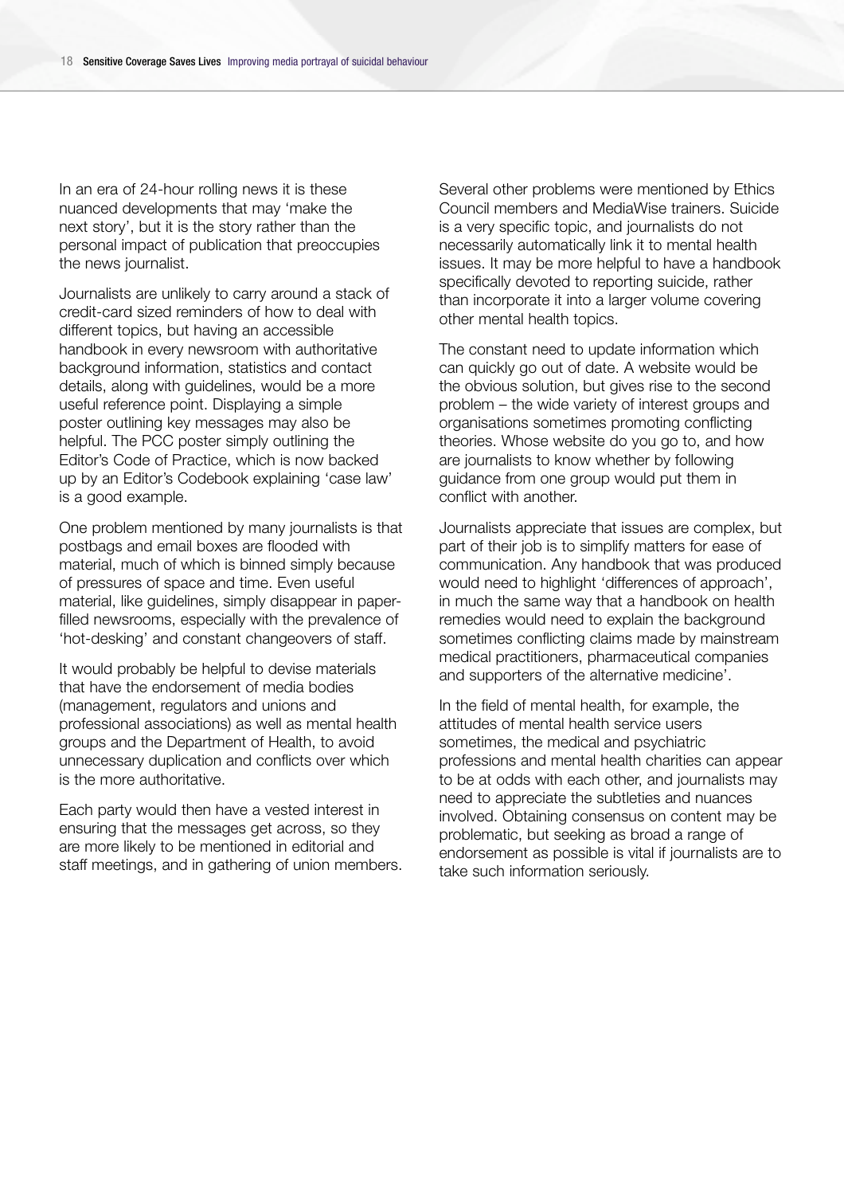In an era of 24-hour rolling news it is these nuanced developments that may 'make the next story', but it is the story rather than the personal impact of publication that preoccupies the news journalist.

Journalists are unlikely to carry around a stack of credit-card sized reminders of how to deal with different topics, but having an accessible handbook in every newsroom with authoritative background information, statistics and contact details, along with guidelines, would be a more useful reference point. Displaying a simple poster outlining key messages may also be helpful. The PCC poster simply outlining the Editor's Code of Practice, which is now backed up by an Editor's Codebook explaining 'case law' is a good example.

One problem mentioned by many journalists is that postbags and email boxes are flooded with material, much of which is binned simply because of pressures of space and time. Even useful material, like guidelines, simply disappear in paper-filled newsrooms, especially with the prevalence of 'hot-desking' and constant changeovers of staff.

It would probably be helpful to devise materials that have the endorsement of media bodies (management, regulators and unions and professional associations) as well as mental health groups and the Department of Health, to avoid unnecessary duplication and conflicts over which is the more authoritative.

Each party would then have a vested interest in ensuring that the messages get across, so they are more likely to be mentioned in editorial and staff meetings, and in gathering of union members.

Several other problems were mentioned by Ethics Council members and MediaWise trainers. Suicide is a very specific topic, and journalists do not necessarily automatically link it to mental health issues. It may be more helpful to have a handbook specifically devoted to reporting suicide, rather than incorporate it into a larger volume covering other mental health topics.

The constant need to update information which can quickly go out of date. A website would be the obvious solution, but gives rise to the second problem – the wide variety of interest groups and organisations sometimes promoting conflicting theories. Whose website do you go to, and how are journalists to know whether by following guidance from one group would put them in conflict with another.

Journalists appreciate that issues are complex, but part of their job is to simplify matters for ease of communication. Any handbook that was produced would need to highlight 'differences of approach', in much the same way that a handbook on health remedies would need to explain the background sometimes conflicting claims made by mainstream medical practitioners, pharmaceutical companies and supporters of the alternative medicine'.

In the field of mental health, for example, the attitudes of mental health service users sometimes, the medical and psychiatric professions and mental health charities can appear to be at odds with each other, and journalists may need to appreciate the subtleties and nuances involved. Obtaining consensus on content may be problematic, but seeking as broad a range of endorsement as possible is vital if journalists are to take such information seriously.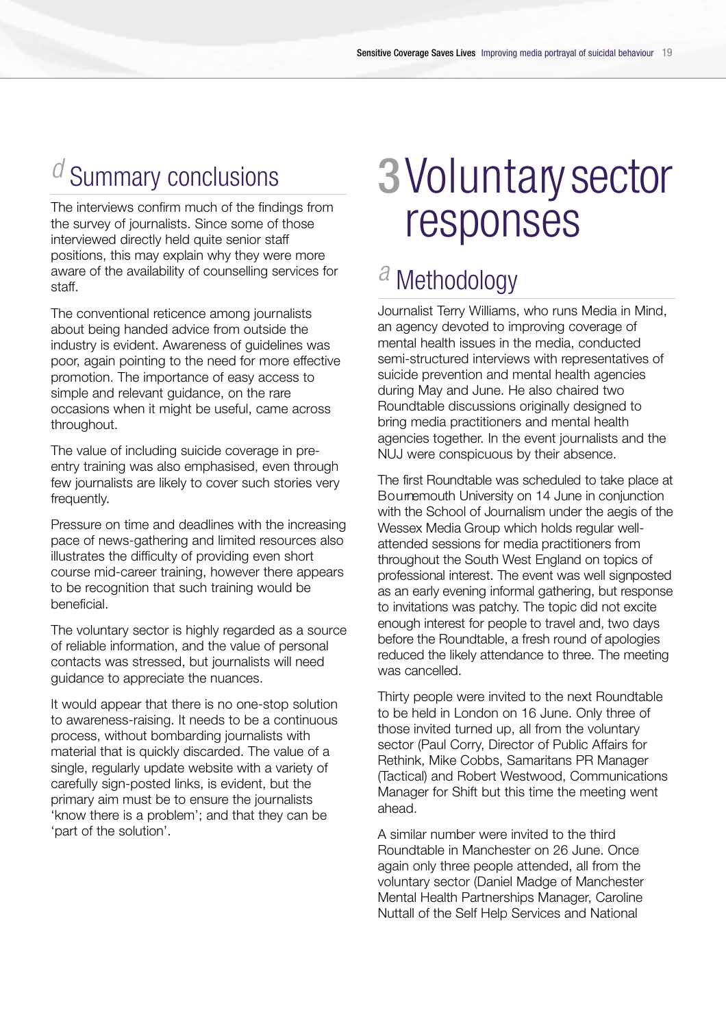## *d* Summary conclusions

The interviews confirm much of the findings from the survey of journalists. Since some of those interviewed directly held quite senior staff positions, this may explain why they were more aware of the availability of counselling services for staff.

The conventional reticence among journalists about being handed advice from outside the industry is evident. Awareness of guidelines was poor, again pointing to the need for more effective promotion. The importance of easy access to simple and relevant guidance, on the rare occasions when it might be useful, came across throughout.

The value of including suicide coverage in pre-entry training was also emphasised, even through few journalists are likely to cover such stories very frequently.

Pressure on time and deadlines with the increasing pace of news-gathering and limited resources also illustrates the difficulty of providing even short course mid-career training, however there appears to be recognition that such training would be beneficial.

The voluntary sector is highly regarded as a source of reliable information, and the value of personal contacts was stressed, but journalists will need guidance to appreciate the nuances.

It would appear that there is no one-stop solution to awareness-raising. It needs to be a continuous process, without bombarding journalists with material that is quickly discarded. The value of a single, regularly update website with a variety of carefully sign-posted links, is evident, but the primary aim must be to ensure the journalists 'know there is a problem'; and that they can be 'part of the solution'.

# 3 Voluntary sector responses

## *a* Methodology

Journalist Terry Williams, who runs Media in Mind, an agency devoted to improving coverage of mental health issues in the media, conducted semi-structured interviews with representatives of suicide prevention and mental health agencies during May and June. He also chaired two Roundtable discussions originally designed to bring media practitioners and mental health agencies together. In the event journalists and the NUJ were conspicuous by their absence.

The first Roundtable was scheduled to take place at Bournemouth University on 14 June in conjunction with the School of Journalism under the aegis of the Wessex Media Group which holds regular well-attended sessions for media practitioners from throughout the South West England on topics of professional interest. The event was well signposted as an early evening informal gathering, but response to invitations was patchy. The topic did not excite enough interest for people to travel and, two days before the Roundtable, a fresh round of apologies reduced the likely attendance to three. The meeting was cancelled.

Thirty people were invited to the next Roundtable to be held in London on 16 June. Only three of those invited turned up, all from the voluntary sector (Paul Corry, Director of Public Affairs for Rethink, Mike Cobbs, Samaritans PR Manager (Tactical) and Robert Westwood, Communications Manager for Shift but this time the meeting went ahead.

A similar number were invited to the third Roundtable in Manchester on 26 June. Once again only three people attended, all from the voluntary sector (Daniel Madge of Manchester Mental Health Partnerships Manager, Caroline Nuttall of the Self Help Services and National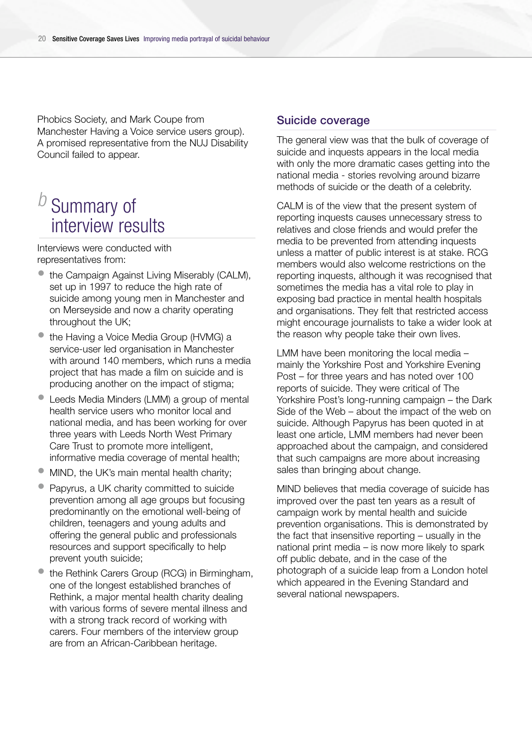Phobics Society, and Mark Coupe from Manchester Having a Voice service users group). A promised representative from the NUJ Disability Council failed to appear.

## *b* Summary of interview results

Interviews were conducted with representatives from:

- the Campaign Against Living Miserably (CALM), set up in 1997 to reduce the high rate of suicide among young men in Manchester and on Merseyside and now a charity operating throughout the UK;
- the Having a Voice Media Group (HVMG) a service-user led organisation in Manchester with around 140 members, which runs a media project that has made a film on suicide and is producing another on the impact of stigma;
- Leeds Media Minders (LMM) a group of mental health service users who monitor local and national media, and has been working for over three years with Leeds North West Primary Care Trust to promote more intelligent, informative media coverage of mental health;
- MIND, the UK's main mental health charity;
- Papyrus, a UK charity committed to suicide prevention among all age groups but focusing predominantly on the emotional well-being of children, teenagers and young adults and offering the general public and professionals resources and support specifically to help prevent youth suicide;
- the Rethink Carers Group (RCG) in Birmingham, one of the longest established branches of Rethink, a major mental health charity dealing with various forms of severe mental illness and with a strong track record of working with carers. Four members of the interview group are from an African-Caribbean heritage.

### Suicide coverage

The general view was that the bulk of coverage of suicide and inquests appears in the local media with only the more dramatic cases getting into the national media - stories revolving around bizarre methods of suicide or the death of a celebrity.

CALM is of the view that the present system of reporting inquests causes unnecessary stress to relatives and close friends and would prefer the media to be prevented from attending inquests unless a matter of public interest is at stake. RCG members would also welcome restrictions on the reporting inquests, although it was recognised that sometimes the media has a vital role to play in exposing bad practice in mental health hospitals and organisations. They felt that restricted access might encourage journalists to take a wider look at the reason why people take their own lives.

LMM have been monitoring the local media – mainly the Yorkshire Post and Yorkshire Evening Post – for three years and has noted over 100 reports of suicide. They were critical of The Yorkshire Post's long-running campaign – the Dark Side of the Web – about the impact of the web on suicide. Although Papyrus has been quoted in at least one article, LMM members had never been approached about the campaign, and considered that such campaigns are more about increasing sales than bringing about change.

MIND believes that media coverage of suicide has improved over the past ten years as a result of campaign work by mental health and suicide prevention organisations. This is demonstrated by the fact that insensitive reporting – usually in the national print media – is now more likely to spark off public debate, and in the case of the photograph of a suicide leap from a London hotel which appeared in the Evening Standard and several national newspapers.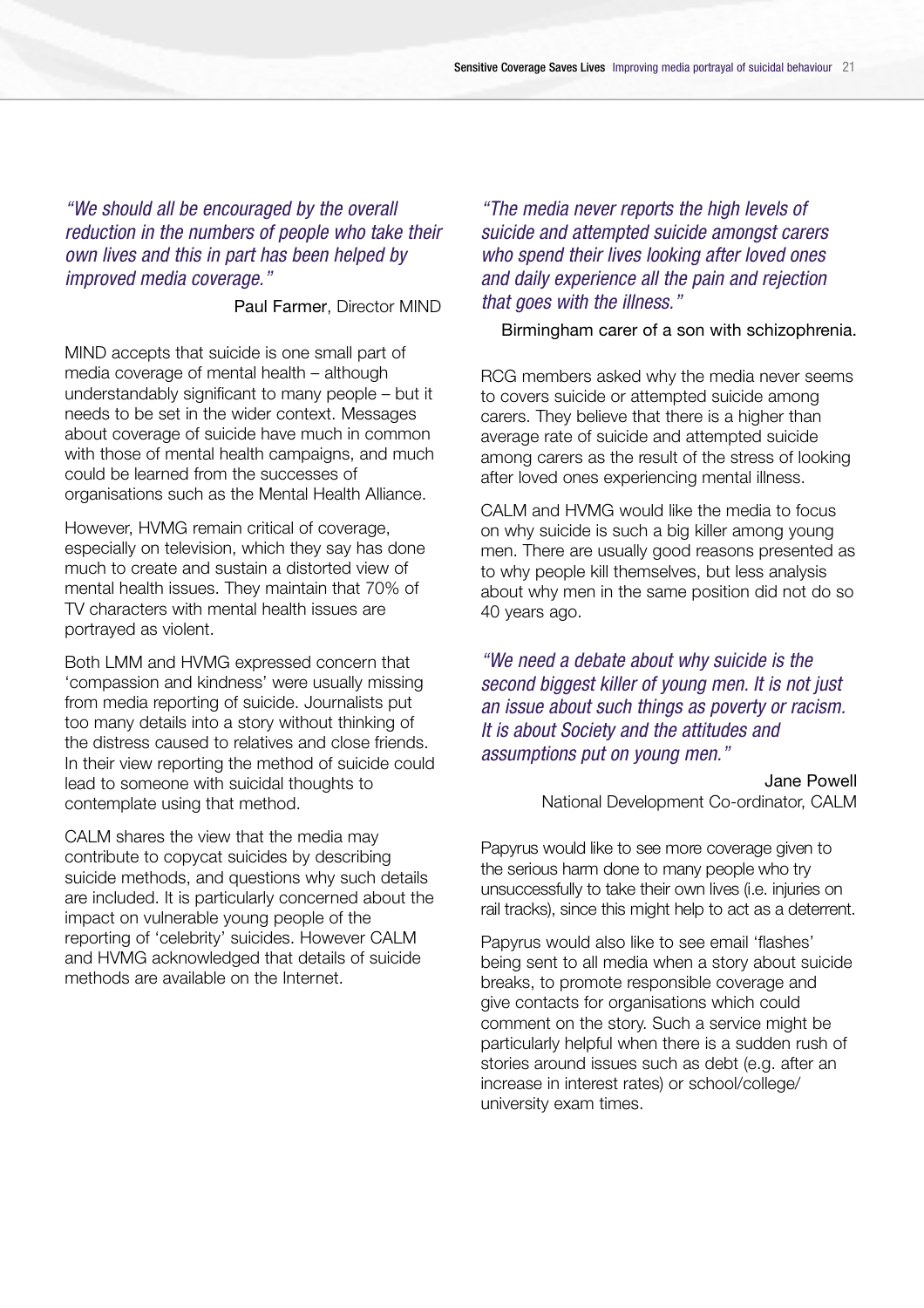*"We should all be encouraged by the overall reduction in the numbers of people who take their own lives and this in part has been helped by improved media coverage."*

Paul Farmer, Director MIND

MIND accepts that suicide is one small part of media coverage of mental health – although understandably significant to many people – but it needs to be set in the wider context. Messages about coverage of suicide have much in common with those of mental health campaigns, and much could be learned from the successes of organisations such as the Mental Health Alliance.

However, HVMG remain critical of coverage, especially on television, which they say has done much to create and sustain a distorted view of mental health issues. They maintain that 70% of TV characters with mental health issues are portrayed as violent.

Both LMM and HVMG expressed concern that 'compassion and kindness' were usually missing from media reporting of suicide. Journalists put too many details into a story without thinking of the distress caused to relatives and close friends. In their view reporting the method of suicide could lead to someone with suicidal thoughts to contemplate using that method.

CALM shares the view that the media may contribute to copycat suicides by describing suicide methods, and questions why such details are included. It is particularly concerned about the impact on vulnerable young people of the reporting of 'celebrity' suicides. However CALM and HVMG acknowledged that details of suicide methods are available on the Internet.

*"The media never reports the high levels of suicide and attempted suicide amongst carers who spend their lives looking after loved ones and daily experience all the pain and rejection that goes with the illness."*

Birmingham carer of a son with schizophrenia.

RCG members asked why the media never seems to covers suicide or attempted suicide among carers. They believe that there is a higher than average rate of suicide and attempted suicide among carers as the result of the stress of looking after loved ones experiencing mental illness.

CALM and HVMG would like the media to focus on why suicide is such a big killer among young men. There are usually good reasons presented as to why people kill themselves, but less analysis about why men in the same position did not do so 40 years ago.

*"We need a debate about why suicide is the second biggest killer of young men. It is not just an issue about such things as poverty or racism. It is about Society and the attitudes and assumptions put on young men."*

Jane Powell
National Development Co-ordinator, CALM

Papyrus would like to see more coverage given to the serious harm done to many people who try unsuccessfully to take their own lives (i.e. injuries on rail tracks), since this might help to act as a deterrent.

Papyrus would also like to see email 'flashes' being sent to all media when a story about suicide breaks, to promote responsible coverage and give contacts for organisations which could comment on the story. Such a service might be particularly helpful when there is a sudden rush of stories around issues such as debt (e.g. after an increase in interest rates) or school/college/ university exam times.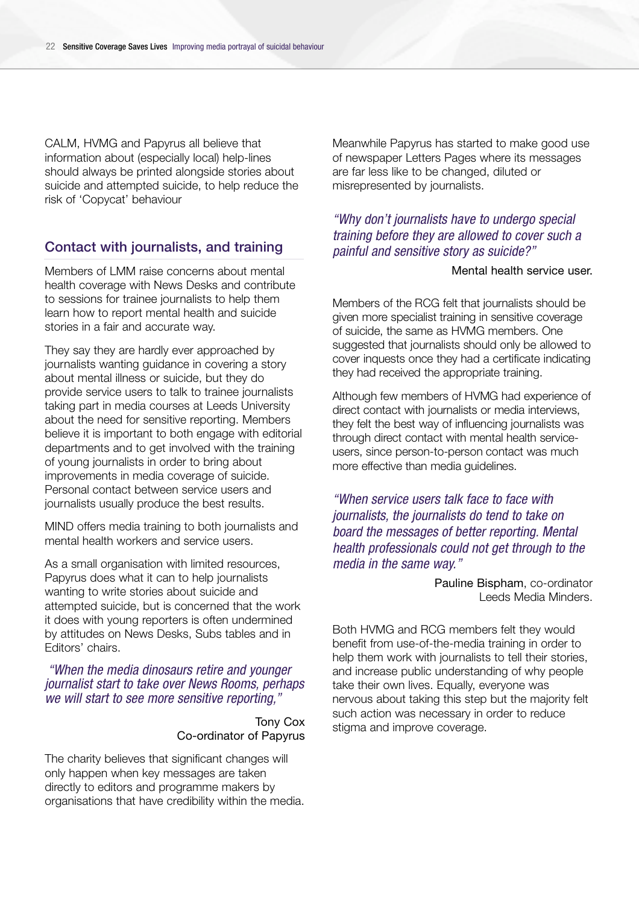CALM, HVMG and Papyrus all believe that information about (especially local) help-lines should always be printed alongside stories about suicide and attempted suicide, to help reduce the risk of 'Copycat' behaviour

## Contact with journalists, and training

Members of LMM raise concerns about mental health coverage with News Desks and contribute to sessions for trainee journalists to help them learn how to report mental health and suicide stories in a fair and accurate way.

They say they are hardly ever approached by journalists wanting guidance in covering a story about mental illness or suicide, but they do provide service users to talk to trainee journalists taking part in media courses at Leeds University about the need for sensitive reporting. Members believe it is important to both engage with editorial departments and to get involved with the training of young journalists in order to bring about improvements in media coverage of suicide. Personal contact between service users and journalists usually produce the best results.

MIND offers media training to both journalists and mental health workers and service users.

As a small organisation with limited resources, Papyrus does what it can to help journalists wanting to write stories about suicide and attempted suicide, but is concerned that the work it does with young reporters is often undermined by attitudes on News Desks, Subs tables and in Editors' chairs.

*"When the media dinosaurs retire and younger journalist start to take over News Rooms, perhaps we will start to see more sensitive reporting,"*

Tony Cox
Co-ordinator of Papyrus

The charity believes that significant changes will only happen when key messages are taken directly to editors and programme makers by organisations that have credibility within the media.

Meanwhile Papyrus has started to make good use of newspaper Letters Pages where its messages are far less like to be changed, diluted or misrepresented by journalists.

*"Why don't journalists have to undergo special training before they are allowed to cover such a painful and sensitive story as suicide?"*

Mental health service user.

Members of the RCG felt that journalists should be given more specialist training in sensitive coverage of suicide, the same as HVMG members. One suggested that journalists should only be allowed to cover inquests once they had a certificate indicating they had received the appropriate training.

Although few members of HVMG had experience of direct contact with journalists or media interviews, they felt the best way of influencing journalists was through direct contact with mental health service-users, since person-to-person contact was much more effective than media guidelines.

*"When service users talk face to face with journalists, the journalists do tend to take on board the messages of better reporting. Mental health professionals could not get through to the media in the same way."*

Pauline Bispham, co-ordinator
Leeds Media Minders.

Both HVMG and RCG members felt they would benefit from use-of-the-media training in order to help them work with journalists to tell their stories, and increase public understanding of why people take their own lives. Equally, everyone was nervous about taking this step but the majority felt such action was necessary in order to reduce stigma and improve coverage.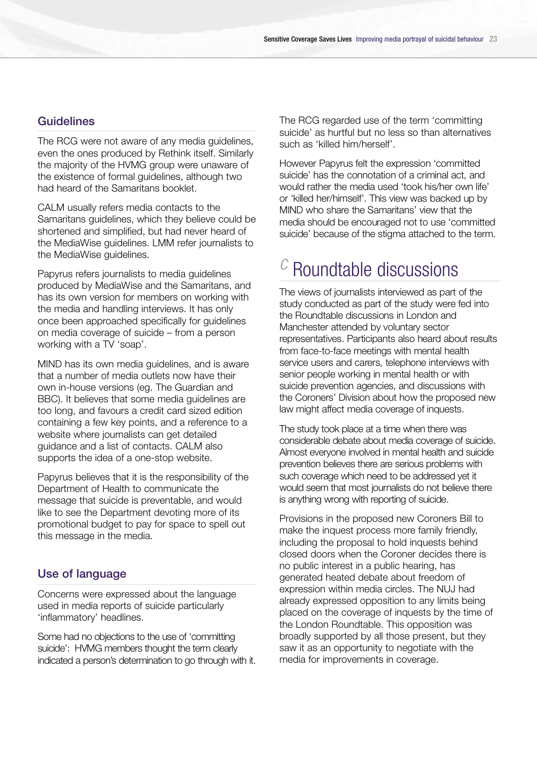## Guidelines

The RCG were not aware of any media guidelines, even the ones produced by Rethink itself. Similarly the majority of the HVMG group were unaware of the existence of formal guidelines, although two had heard of the Samaritans booklet.

CALM usually refers media contacts to the Samaritans guidelines, which they believe could be shortened and simplified, but had never heard of the MediaWise guidelines. LMM refer journalists to the MediaWise guidelines.

Papyrus refers journalists to media guidelines produced by MediaWise and the Samaritans, and has its own version for members on working with the media and handling interviews. It has only once been approached specifically for guidelines on media coverage of suicide – from a person working with a TV 'soap'.

MIND has its own media guidelines, and is aware that a number of media outlets now have their own in-house versions (eg. The Guardian and BBC). It believes that some media guidelines are too long, and favours a credit card sized edition containing a few key points, and a reference to a website where journalists can get detailed guidance and a list of contacts. CALM also supports the idea of a one-stop website.

Papyrus believes that it is the responsibility of the Department of Health to communicate the message that suicide is preventable, and would like to see the Department devoting more of its promotional budget to pay for space to spell out this message in the media.

## Use of language

Concerns were expressed about the language used in media reports of suicide particularly 'inflammatory' headlines.

Some had no objections to the use of 'committing suicide': HVMG members thought the term clearly indicated a person's determination to go through with it.

The RCG regarded use of the term 'committing suicide' as hurtful but no less so than alternatives such as 'killed him/herself'.

However Papyrus felt the expression 'committed suicide' has the connotation of a criminal act, and would rather the media used 'took his/her own life' or 'killed her/himself'. This view was backed up by MIND who share the Samaritans' view that the media should be encouraged not to use 'committed suicide' because of the stigma attached to the term.

# C Roundtable discussions

The views of journalists interviewed as part of the study conducted as part of the study were fed into the Roundtable discussions in London and Manchester attended by voluntary sector representatives. Participants also heard about results from face-to-face meetings with mental health service users and carers, telephone interviews with senior people working in mental health or with suicide prevention agencies, and discussions with the Coroners' Division about how the proposed new law might affect media coverage of inquests.

The study took place at a time when there was considerable debate about media coverage of suicide. Almost everyone involved in mental health and suicide prevention believes there are serious problems with such coverage which need to be addressed yet it would seem that most journalists do not believe there is anything wrong with reporting of suicide.

Provisions in the proposed new Coroners Bill to make the inquest process more family friendly, including the proposal to hold inquests behind closed doors when the Coroner decides there is no public interest in a public hearing, has generated heated debate about freedom of expression within media circles. The NUJ had already expressed opposition to any limits being placed on the coverage of inquests by the time of the London Roundtable. This opposition was broadly supported by all those present, but they saw it as an opportunity to negotiate with the media for improvements in coverage.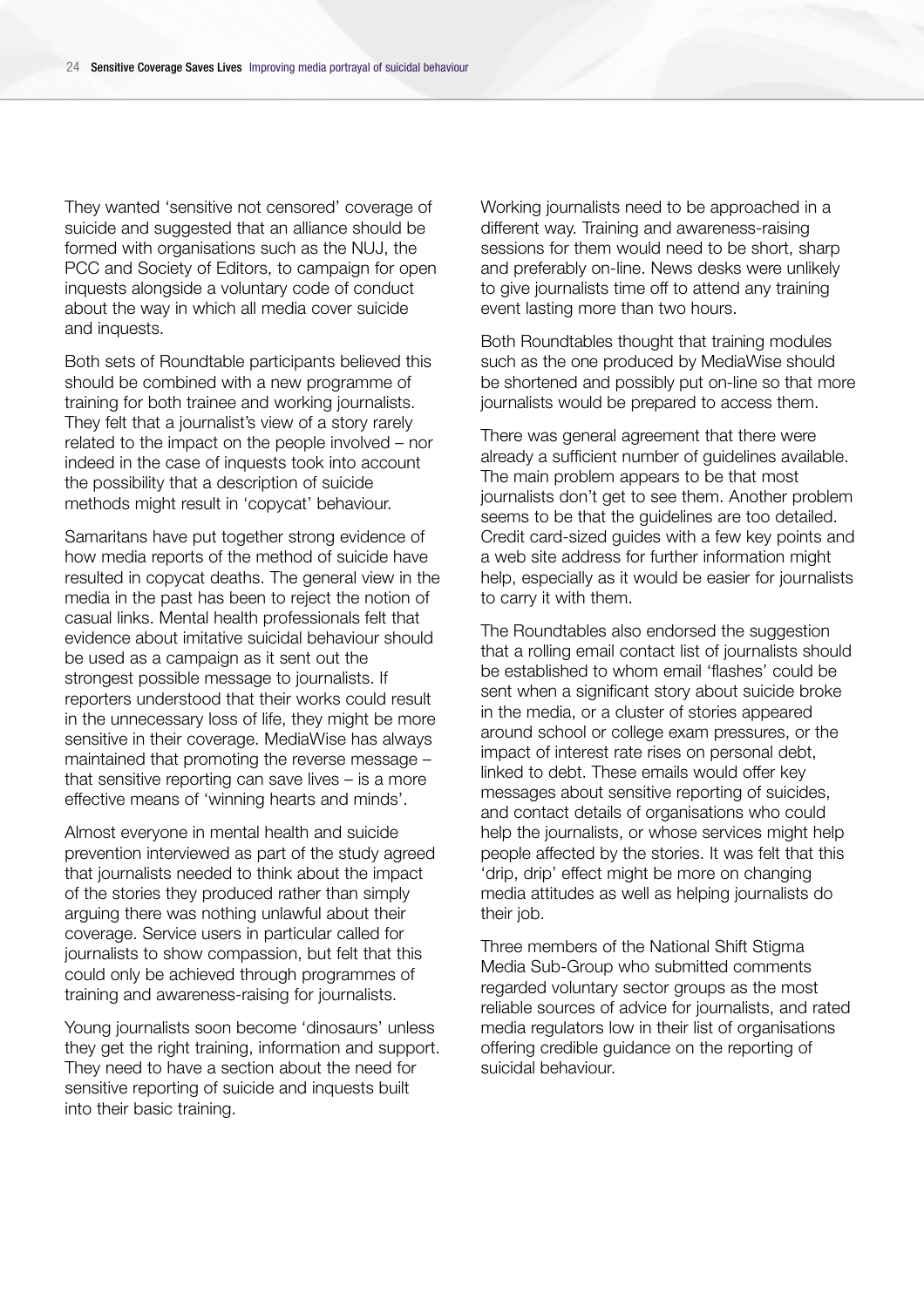They wanted 'sensitive not censored' coverage of suicide and suggested that an alliance should be formed with organisations such as the NUJ, the PCC and Society of Editors, to campaign for open inquests alongside a voluntary code of conduct about the way in which all media cover suicide and inquests.

Both sets of Roundtable participants believed this should be combined with a new programme of training for both trainee and working journalists. They felt that a journalist's view of a story rarely related to the impact on the people involved – nor indeed in the case of inquests took into account the possibility that a description of suicide methods might result in 'copycat' behaviour.

Samaritans have put together strong evidence of how media reports of the method of suicide have resulted in copycat deaths. The general view in the media in the past has been to reject the notion of casual links. Mental health professionals felt that evidence about imitative suicidal behaviour should be used as a campaign as it sent out the strongest possible message to journalists. If reporters understood that their works could result in the unnecessary loss of life, they might be more sensitive in their coverage. MediaWise has always maintained that promoting the reverse message – that sensitive reporting can save lives – is a more effective means of 'winning hearts and minds'.

Almost everyone in mental health and suicide prevention interviewed as part of the study agreed that journalists needed to think about the impact of the stories they produced rather than simply arguing there was nothing unlawful about their coverage. Service users in particular called for journalists to show compassion, but felt that this could only be achieved through programmes of training and awareness-raising for journalists.

Young journalists soon become 'dinosaurs' unless they get the right training, information and support. They need to have a section about the need for sensitive reporting of suicide and inquests built into their basic training.

Working journalists need to be approached in a different way. Training and awareness-raising sessions for them would need to be short, sharp and preferably on-line. News desks were unlikely to give journalists time off to attend any training event lasting more than two hours.

Both Roundtables thought that training modules such as the one produced by MediaWise should be shortened and possibly put on-line so that more journalists would be prepared to access them.

There was general agreement that there were already a sufficient number of guidelines available. The main problem appears to be that most journalists don't get to see them. Another problem seems to be that the guidelines are too detailed. Credit card-sized guides with a few key points and a web site address for further information might help, especially as it would be easier for journalists to carry it with them.

The Roundtables also endorsed the suggestion that a rolling email contact list of journalists should be established to whom email 'flashes' could be sent when a significant story about suicide broke in the media, or a cluster of stories appeared around school or college exam pressures, or the impact of interest rate rises on personal debt, linked to debt. These emails would offer key messages about sensitive reporting of suicides, and contact details of organisations who could help the journalists, or whose services might help people affected by the stories. It was felt that this 'drip, drip' effect might be more on changing media attitudes as well as helping journalists do their job.

Three members of the National Shift Stigma Media Sub-Group who submitted comments regarded voluntary sector groups as the most reliable sources of advice for journalists, and rated media regulators low in their list of organisations offering credible guidance on the reporting of suicidal behaviour.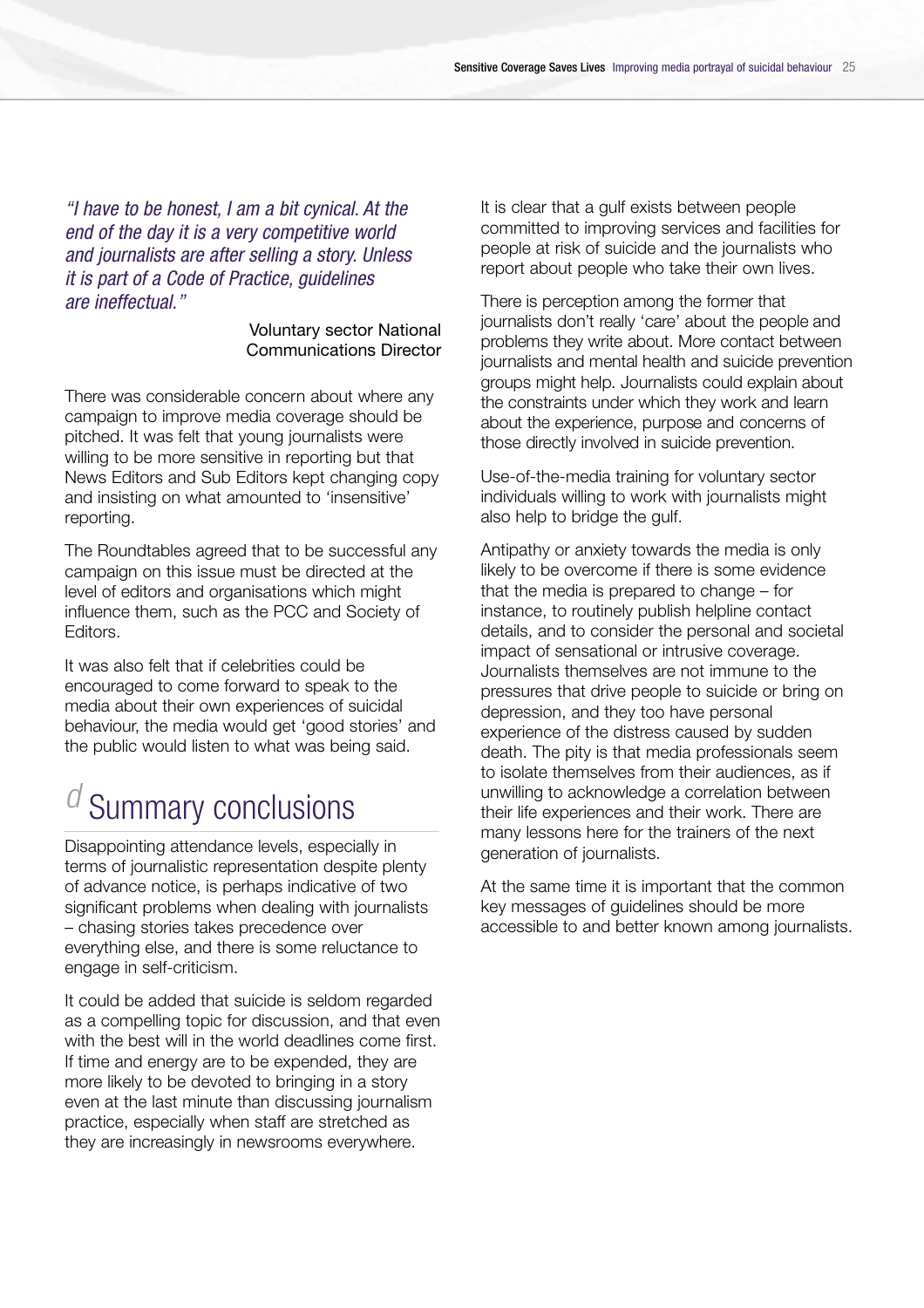*"I have to be honest, I am a bit cynical. At the end of the day it is a very competitive world and journalists are after selling a story. Unless it is part of a Code of Practice, guidelines are ineffectual."*

Voluntary sector National Communications Director

There was considerable concern about where any campaign to improve media coverage should be pitched. It was felt that young journalists were willing to be more sensitive in reporting but that News Editors and Sub Editors kept changing copy and insisting on what amounted to 'insensitive' reporting.

The Roundtables agreed that to be successful any campaign on this issue must be directed at the level of editors and organisations which might influence them, such as the PCC and Society of Editors.

It was also felt that if celebrities could be encouraged to come forward to speak to the media about their own experiences of suicidal behaviour, the media would get 'good stories' and the public would listen to what was being said.

## d Summary conclusions

Disappointing attendance levels, especially in terms of journalistic representation despite plenty of advance notice, is perhaps indicative of two significant problems when dealing with journalists – chasing stories takes precedence over everything else, and there is some reluctance to engage in self-criticism.

It could be added that suicide is seldom regarded as a compelling topic for discussion, and that even with the best will in the world deadlines come first. If time and energy are to be expended, they are more likely to be devoted to bringing in a story even at the last minute than discussing journalism practice, especially when staff are stretched as they are increasingly in newsrooms everywhere.

It is clear that a gulf exists between people committed to improving services and facilities for people at risk of suicide and the journalists who report about people who take their own lives.

There is perception among the former that journalists don't really 'care' about the people and problems they write about. More contact between journalists and mental health and suicide prevention groups might help. Journalists could explain about the constraints under which they work and learn about the experience, purpose and concerns of those directly involved in suicide prevention.

Use-of-the-media training for voluntary sector individuals willing to work with journalists might also help to bridge the gulf.

Antipathy or anxiety towards the media is only likely to be overcome if there is some evidence that the media is prepared to change – for instance, to routinely publish helpline contact details, and to consider the personal and societal impact of sensational or intrusive coverage. Journalists themselves are not immune to the pressures that drive people to suicide or bring on depression, and they too have personal experience of the distress caused by sudden death. The pity is that media professionals seem to isolate themselves from their audiences, as if unwilling to acknowledge a correlation between their life experiences and their work. There are many lessons here for the trainers of the next generation of journalists.

At the same time it is important that the common key messages of guidelines should be more accessible to and better known among journalists.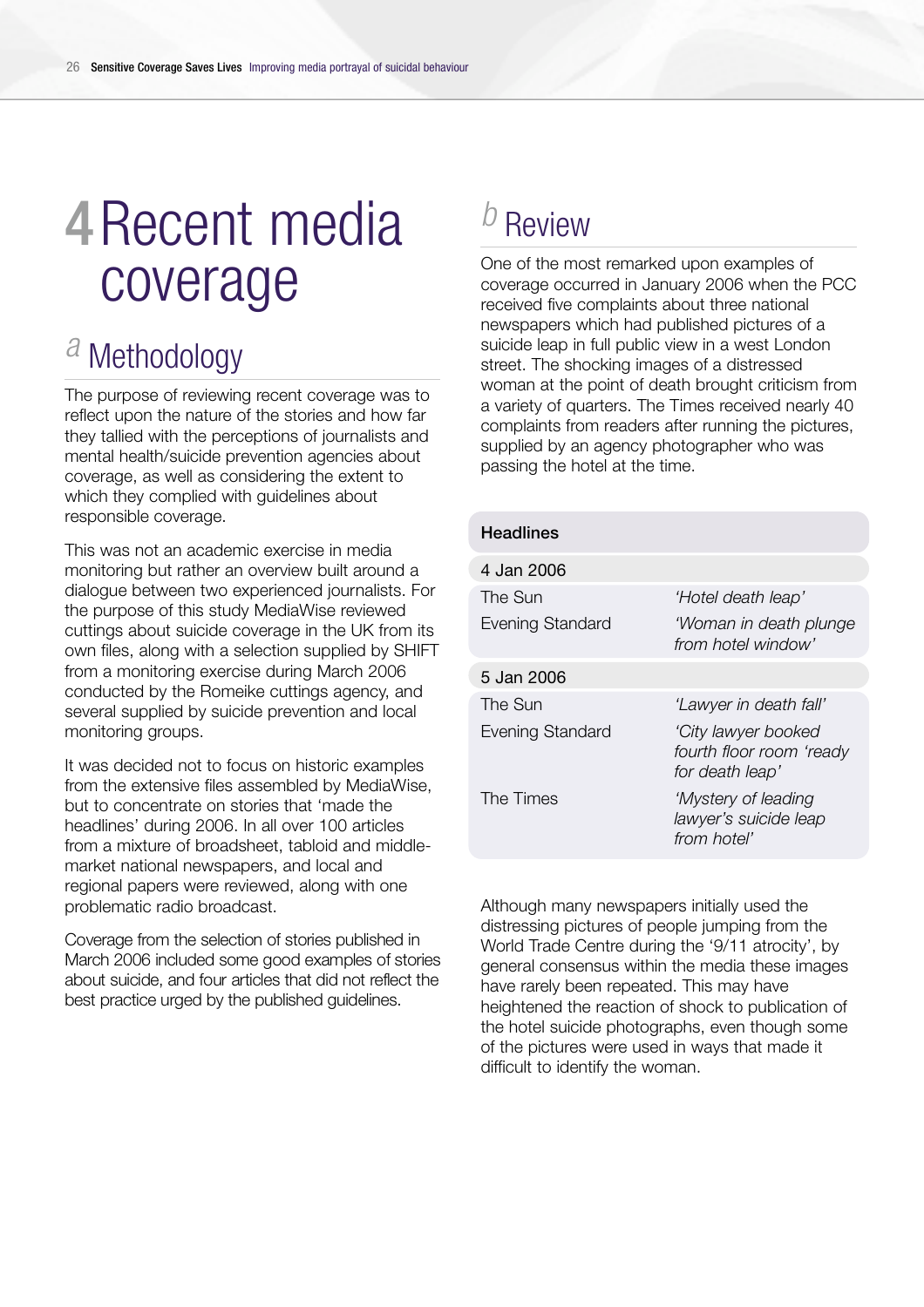# 4 Recent media coverage

## a Methodology

The purpose of reviewing recent coverage was to reflect upon the nature of the stories and how far they tallied with the perceptions of journalists and mental health/suicide prevention agencies about coverage, as well as considering the extent to which they complied with guidelines about responsible coverage.

This was not an academic exercise in media monitoring but rather an overview built around a dialogue between two experienced journalists. For the purpose of this study MediaWise reviewed cuttings about suicide coverage in the UK from its own files, along with a selection supplied by SHIFT from a monitoring exercise during March 2006 conducted by the Romeike cuttings agency, and several supplied by suicide prevention and local monitoring groups.

It was decided not to focus on historic examples from the extensive files assembled by MediaWise, but to concentrate on stories that 'made the headlines' during 2006. In all over 100 articles from a mixture of broadsheet, tabloid and middle-market national newspapers, and local and regional papers were reviewed, along with one problematic radio broadcast.

Coverage from the selection of stories published in March 2006 included some good examples of stories about suicide, and four articles that did not reflect the best practice urged by the published guidelines.

## b Review

One of the most remarked upon examples of coverage occurred in January 2006 when the PCC received five complaints about three national newspapers which had published pictures of a suicide leap in full public view in a west London street. The shocking images of a distressed woman at the point of death brought criticism from a variety of quarters. The Times received nearly 40 complaints from readers after running the pictures, supplied by an agency photographer who was passing the hotel at the time.

| Headlines | |
|---|---|
| **4 Jan 2006** | |
| The Sun | *'Hotel death leap'* |
| Evening Standard | *'Woman in death plunge from hotel window'* |
| **5 Jan 2006** | |
| The Sun | *'Lawyer in death fall'* |
| Evening Standard | *'City lawyer booked fourth floor room 'ready for death leap'* |
| The Times | *'Mystery of leading lawyer's suicide leap from hotel'* |

Although many newspapers initially used the distressing pictures of people jumping from the World Trade Centre during the '9/11 atrocity', by general consensus within the media these images have rarely been repeated. This may have heightened the reaction of shock to publication of the hotel suicide photographs, even though some of the pictures were used in ways that made it difficult to identify the woman.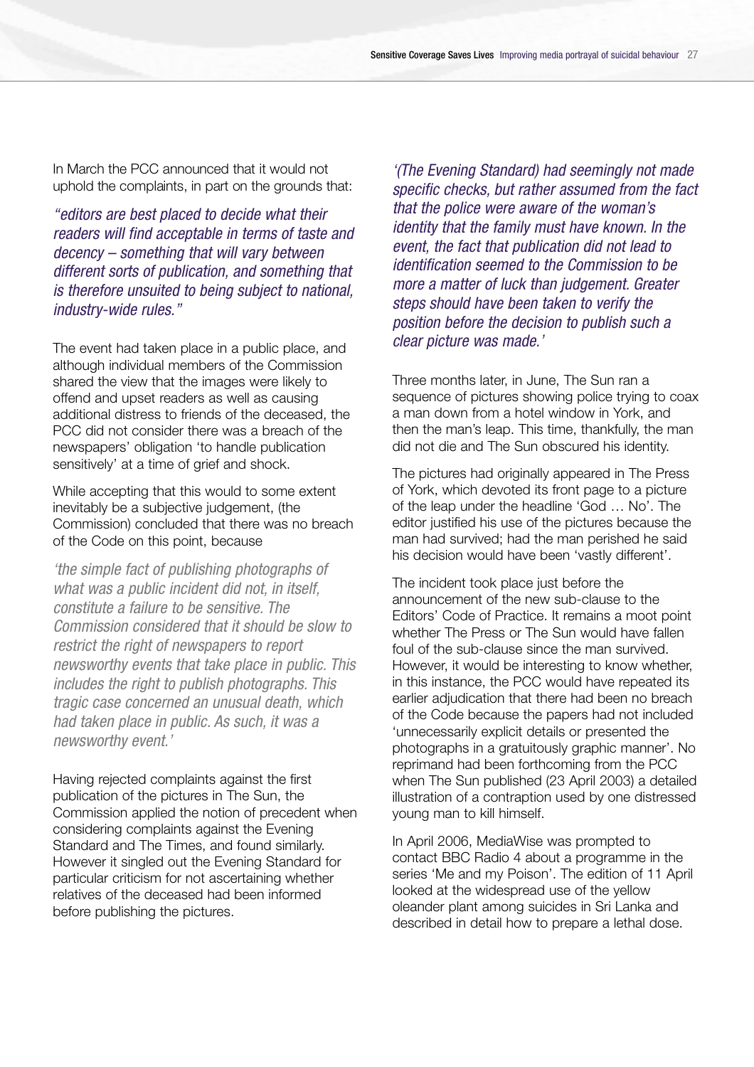In March the PCC announced that it would not uphold the complaints, in part on the grounds that:

*"editors are best placed to decide what their readers will find acceptable in terms of taste and decency – something that will vary between different sorts of publication, and something that is therefore unsuited to being subject to national, industry-wide rules."*

The event had taken place in a public place, and although individual members of the Commission shared the view that the images were likely to offend and upset readers as well as causing additional distress to friends of the deceased, the PCC did not consider there was a breach of the newspapers' obligation 'to handle publication sensitively' at a time of grief and shock.

While accepting that this would to some extent inevitably be a subjective judgement, (the Commission) concluded that there was no breach of the Code on this point, because

*'the simple fact of publishing photographs of what was a public incident did not, in itself, constitute a failure to be sensitive. The Commission considered that it should be slow to restrict the right of newspapers to report newsworthy events that take place in public. This includes the right to publish photographs. This tragic case concerned an unusual death, which had taken place in public. As such, it was a newsworthy event.'*

Having rejected complaints against the first publication of the pictures in The Sun, the Commission applied the notion of precedent when considering complaints against the Evening Standard and The Times, and found similarly. However it singled out the Evening Standard for particular criticism for not ascertaining whether relatives of the deceased had been informed before publishing the pictures.

*'(The Evening Standard) had seemingly not made specific checks, but rather assumed from the fact that the police were aware of the woman's identity that the family must have known. In the event, the fact that publication did not lead to identification seemed to the Commission to be more a matter of luck than judgement. Greater steps should have been taken to verify the position before the decision to publish such a clear picture was made.'*

Three months later, in June, The Sun ran a sequence of pictures showing police trying to coax a man down from a hotel window in York, and then the man's leap. This time, thankfully, the man did not die and The Sun obscured his identity.

The pictures had originally appeared in The Press of York, which devoted its front page to a picture of the leap under the headline 'God … No'. The editor justified his use of the pictures because the man had survived; had the man perished he said his decision would have been 'vastly different'.

The incident took place just before the announcement of the new sub-clause to the Editors' Code of Practice. It remains a moot point whether The Press or The Sun would have fallen foul of the sub-clause since the man survived. However, it would be interesting to know whether, in this instance, the PCC would have repeated its earlier adjudication that there had been no breach of the Code because the papers had not included 'unnecessarily explicit details or presented the photographs in a gratuitously graphic manner'. No reprimand had been forthcoming from the PCC when The Sun published (23 April 2003) a detailed illustration of a contraption used by one distressed young man to kill himself.

In April 2006, MediaWise was prompted to contact BBC Radio 4 about a programme in the series 'Me and my Poison'. The edition of 11 April looked at the widespread use of the yellow oleander plant among suicides in Sri Lanka and described in detail how to prepare a lethal dose.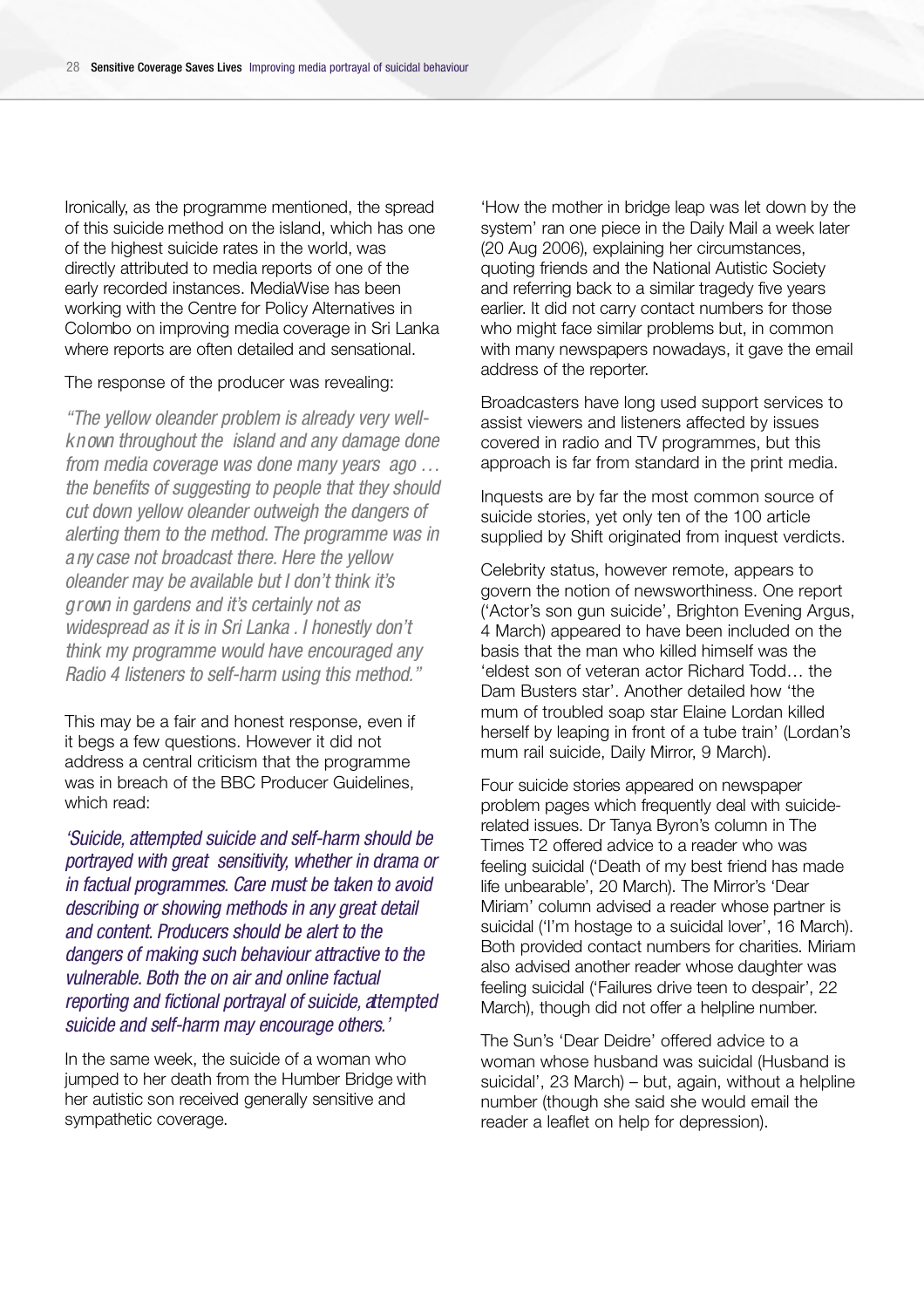Ironically, as the programme mentioned, the spread of this suicide method on the island, which has one of the highest suicide rates in the world, was directly attributed to media reports of one of the early recorded instances. MediaWise has been working with the Centre for Policy Alternatives in Colombo on improving media coverage in Sri Lanka where reports are often detailed and sensational.

The response of the producer was revealing:

*"The yellow oleander problem is already very well-known throughout the island and any damage done from media coverage was done many years ago … the benefits of suggesting to people that they should cut down yellow oleander outweigh the dangers of alerting them to the method. The programme was in any case not broadcast there. Here the yellow oleander may be available but I don't think it's grown in gardens and it's certainly not as widespread as it is in Sri Lanka . I honestly don't think my programme would have encouraged any Radio 4 listeners to self-harm using this method."*

This may be a fair and honest response, even if it begs a few questions. However it did not address a central criticism that the programme was in breach of the BBC Producer Guidelines, which read:

*'Suicide, attempted suicide and self-harm should be portrayed with great sensitivity, whether in drama or in factual programmes. Care must be taken to avoid describing or showing methods in any great detail and content. Producers should be alert to the dangers of making such behaviour attractive to the vulnerable. Both the on air and online factual reporting and fictional portrayal of suicide, attempted suicide and self-harm may encourage others.'*

In the same week, the suicide of a woman who jumped to her death from the Humber Bridge with her autistic son received generally sensitive and sympathetic coverage.

'How the mother in bridge leap was let down by the system' ran one piece in the Daily Mail a week later (20 Aug 2006), explaining her circumstances, quoting friends and the National Autistic Society and referring back to a similar tragedy five years earlier. It did not carry contact numbers for those who might face similar problems but, in common with many newspapers nowadays, it gave the email address of the reporter.

Broadcasters have long used support services to assist viewers and listeners affected by issues covered in radio and TV programmes, but this approach is far from standard in the print media.

Inquests are by far the most common source of suicide stories, yet only ten of the 100 article supplied by Shift originated from inquest verdicts.

Celebrity status, however remote, appears to govern the notion of newsworthiness. One report ('Actor's son gun suicide', Brighton Evening Argus, 4 March) appeared to have been included on the basis that the man who killed himself was the 'eldest son of veteran actor Richard Todd… the Dam Busters star'. Another detailed how 'the mum of troubled soap star Elaine Lordan killed herself by leaping in front of a tube train' (Lordan's mum rail suicide, Daily Mirror, 9 March).

Four suicide stories appeared on newspaper problem pages which frequently deal with suicide-related issues. Dr Tanya Byron's column in The Times T2 offered advice to a reader who was feeling suicidal ('Death of my best friend has made life unbearable', 20 March). The Mirror's 'Dear Miriam' column advised a reader whose partner is suicidal ('I'm hostage to a suicidal lover', 16 March). Both provided contact numbers for charities. Miriam also advised another reader whose daughter was feeling suicidal ('Failures drive teen to despair', 22 March), though did not offer a helpline number.

The Sun's 'Dear Deidre' offered advice to a woman whose husband was suicidal (Husband is suicidal', 23 March) – but, again, without a helpline number (though she said she would email the reader a leaflet on help for depression).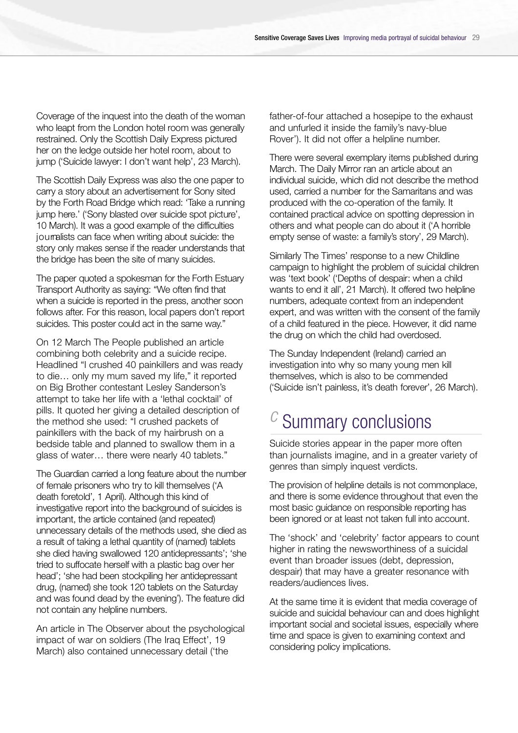Coverage of the inquest into the death of the woman who leapt from the London hotel room was generally restrained. Only the Scottish Daily Express pictured her on the ledge outside her hotel room, about to jump ('Suicide lawyer: I don't want help', 23 March).

The Scottish Daily Express was also the one paper to carry a story about an advertisement for Sony sited by the Forth Road Bridge which read: 'Take a running jump here.' ('Sony blasted over suicide spot picture', 10 March). It was a good example of the difficulties journalists can face when writing about suicide: the story only makes sense if the reader understands that the bridge has been the site of many suicides.

The paper quoted a spokesman for the Forth Estuary Transport Authority as saying: "We often find that when a suicide is reported in the press, another soon follows after. For this reason, local papers don't report suicides. This poster could act in the same way."

On 12 March The People published an article combining both celebrity and a suicide recipe. Headlined "I crushed 40 painkillers and was ready to die… only my mum saved my life," it reported on Big Brother contestant Lesley Sanderson's attempt to take her life with a 'lethal cocktail' of pills. It quoted her giving a detailed description of the method she used: "I crushed packets of painkillers with the back of my hairbrush on a bedside table and planned to swallow them in a glass of water… there were nearly 40 tablets."

The Guardian carried a long feature about the number of female prisoners who try to kill themselves ('A death foretold', 1 April). Although this kind of investigative report into the background of suicides is important, the article contained (and repeated) unnecessary details of the methods used, she died as a result of taking a lethal quantity of (named) tablets she died having swallowed 120 antidepressants'; 'she tried to suffocate herself with a plastic bag over her head'; 'she had been stockpiling her antidepressant drug, (named) she took 120 tablets on the Saturday and was found dead by the evening'). The feature did not contain any helpline numbers.

An article in The Observer about the psychological impact of war on soldiers (The Iraq Effect', 19 March) also contained unnecessary detail ('the father-of-four attached a hosepipe to the exhaust and unfurled it inside the family's navy-blue Rover'). It did not offer a helpline number.

There were several exemplary items published during March. The Daily Mirror ran an article about an individual suicide, which did not describe the method used, carried a number for the Samaritans and was produced with the co-operation of the family. It contained practical advice on spotting depression in others and what people can do about it ('A horrible empty sense of waste: a family's story', 29 March).

Similarly The Times' response to a new Childline campaign to highlight the problem of suicidal children was 'text book' ('Depths of despair: when a child wants to end it all', 21 March). It offered two helpline numbers, adequate context from an independent expert, and was written with the consent of the family of a child featured in the piece. However, it did name the drug on which the child had overdosed.

The Sunday Independent (Ireland) carried an investigation into why so many young men kill themselves, which is also to be commended ('Suicide isn't painless, it's death forever', 26 March).

## C Summary conclusions

Suicide stories appear in the paper more often than journalists imagine, and in a greater variety of genres than simply inquest verdicts.

The provision of helpline details is not commonplace, and there is some evidence throughout that even the most basic guidance on responsible reporting has been ignored or at least not taken full into account.

The 'shock' and 'celebrity' factor appears to count higher in rating the newsworthiness of a suicidal event than broader issues (debt, depression, despair) that may have a greater resonance with readers/audiences lives.

At the same time it is evident that media coverage of suicide and suicidal behaviour can and does highlight important social and societal issues, especially where time and space is given to examining context and considering policy implications.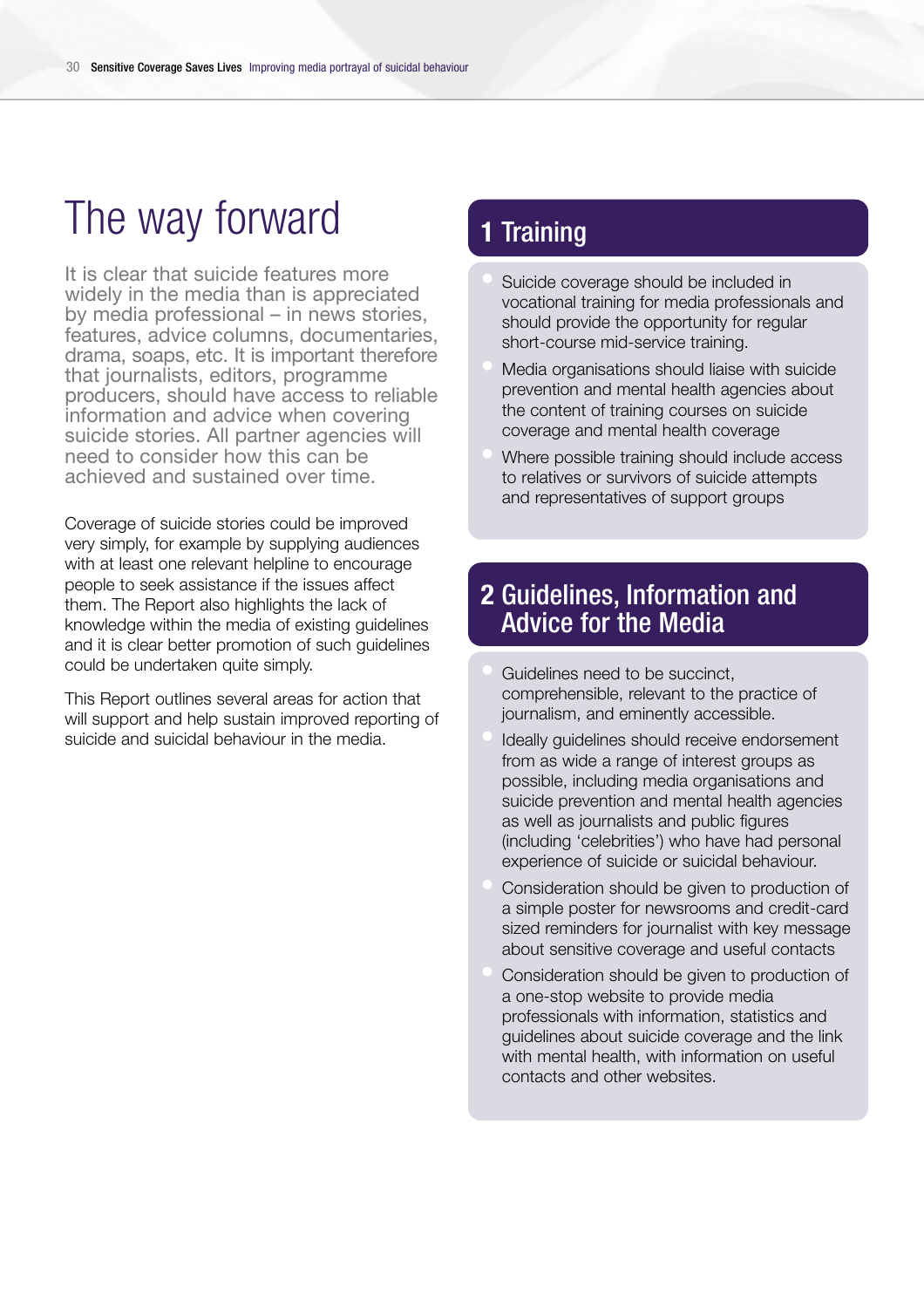# The way forward

It is clear that suicide features more widely in the media than is appreciated by media professional – in news stories, features, advice columns, documentaries, drama, soaps, etc. It is important therefore that journalists, editors, programme producers, should have access to reliable information and advice when covering suicide stories. All partner agencies will need to consider how this can be achieved and sustained over time.

Coverage of suicide stories could be improved very simply, for example by supplying audiences with at least one relevant helpline to encourage people to seek assistance if the issues affect them. The Report also highlights the lack of knowledge within the media of existing guidelines and it is clear better promotion of such guidelines could be undertaken quite simply.

This Report outlines several areas for action that will support and help sustain improved reporting of suicide and suicidal behaviour in the media.

## 1 Training

- Suicide coverage should be included in vocational training for media professionals and should provide the opportunity for regular short-course mid-service training.
- Media organisations should liaise with suicide prevention and mental health agencies about the content of training courses on suicide coverage and mental health coverage
- Where possible training should include access to relatives or survivors of suicide attempts and representatives of support groups

## 2 Guidelines, Information and Advice for the Media

- Guidelines need to be succinct, comprehensible, relevant to the practice of journalism, and eminently accessible.
- Ideally guidelines should receive endorsement from as wide a range of interest groups as possible, including media organisations and suicide prevention and mental health agencies as well as journalists and public figures (including 'celebrities') who have had personal experience of suicide or suicidal behaviour.
- Consideration should be given to production of a simple poster for newsrooms and credit-card sized reminders for journalist with key message about sensitive coverage and useful contacts
- Consideration should be given to production of a one-stop website to provide media professionals with information, statistics and guidelines about suicide coverage and the link with mental health, with information on useful contacts and other websites.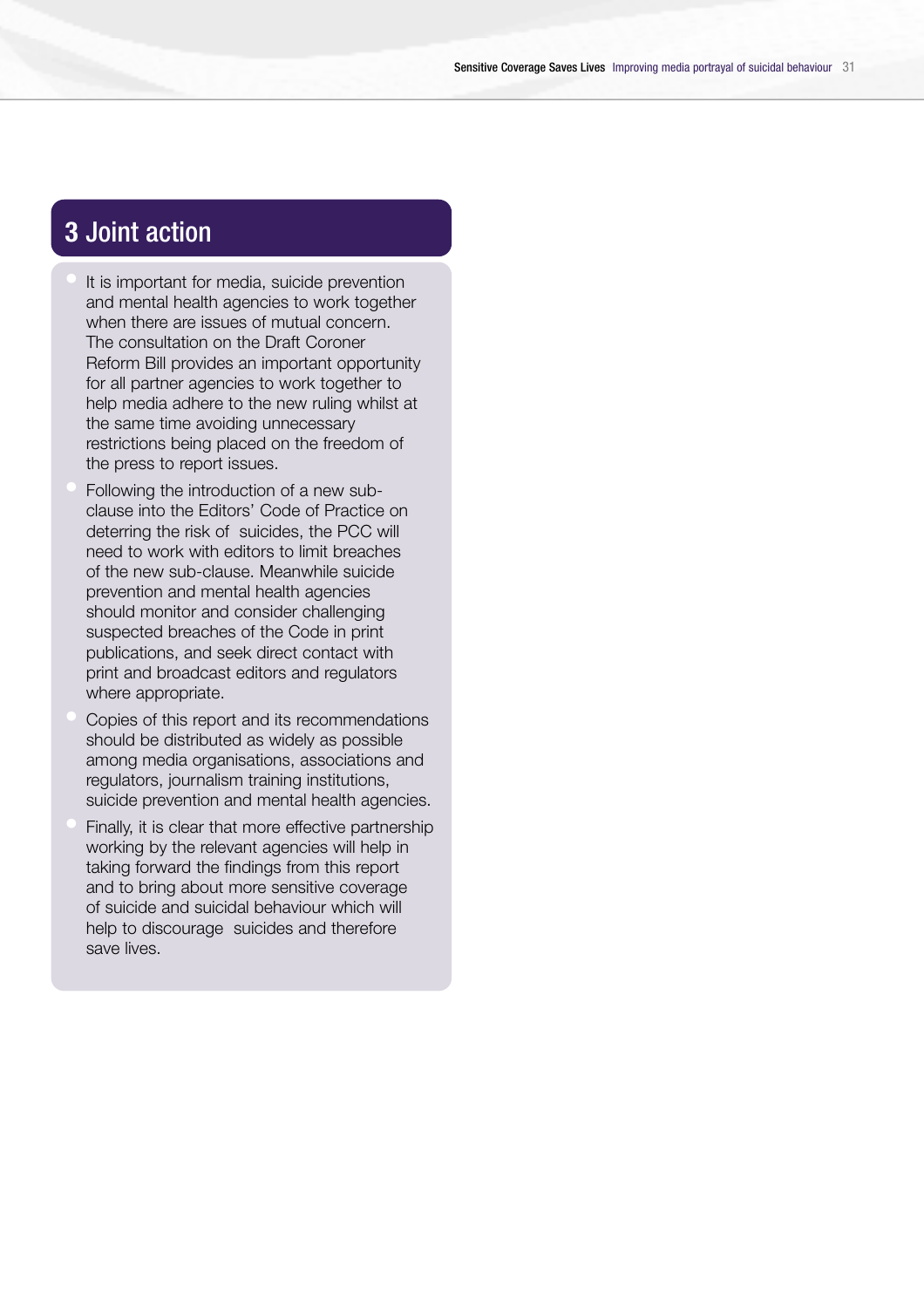## 3 Joint action

- It is important for media, suicide prevention and mental health agencies to work together when there are issues of mutual concern. The consultation on the Draft Coroner Reform Bill provides an important opportunity for all partner agencies to work together to help media adhere to the new ruling whilst at the same time avoiding unnecessary restrictions being placed on the freedom of the press to report issues.
- Following the introduction of a new sub-clause into the Editors' Code of Practice on deterring the risk of suicides, the PCC will need to work with editors to limit breaches of the new sub-clause. Meanwhile suicide prevention and mental health agencies should monitor and consider challenging suspected breaches of the Code in print publications, and seek direct contact with print and broadcast editors and regulators where appropriate.
- Copies of this report and its recommendations should be distributed as widely as possible among media organisations, associations and regulators, journalism training institutions, suicide prevention and mental health agencies.
- Finally, it is clear that more effective partnership working by the relevant agencies will help in taking forward the findings from this report and to bring about more sensitive coverage of suicide and suicidal behaviour which will help to discourage suicides and therefore save lives.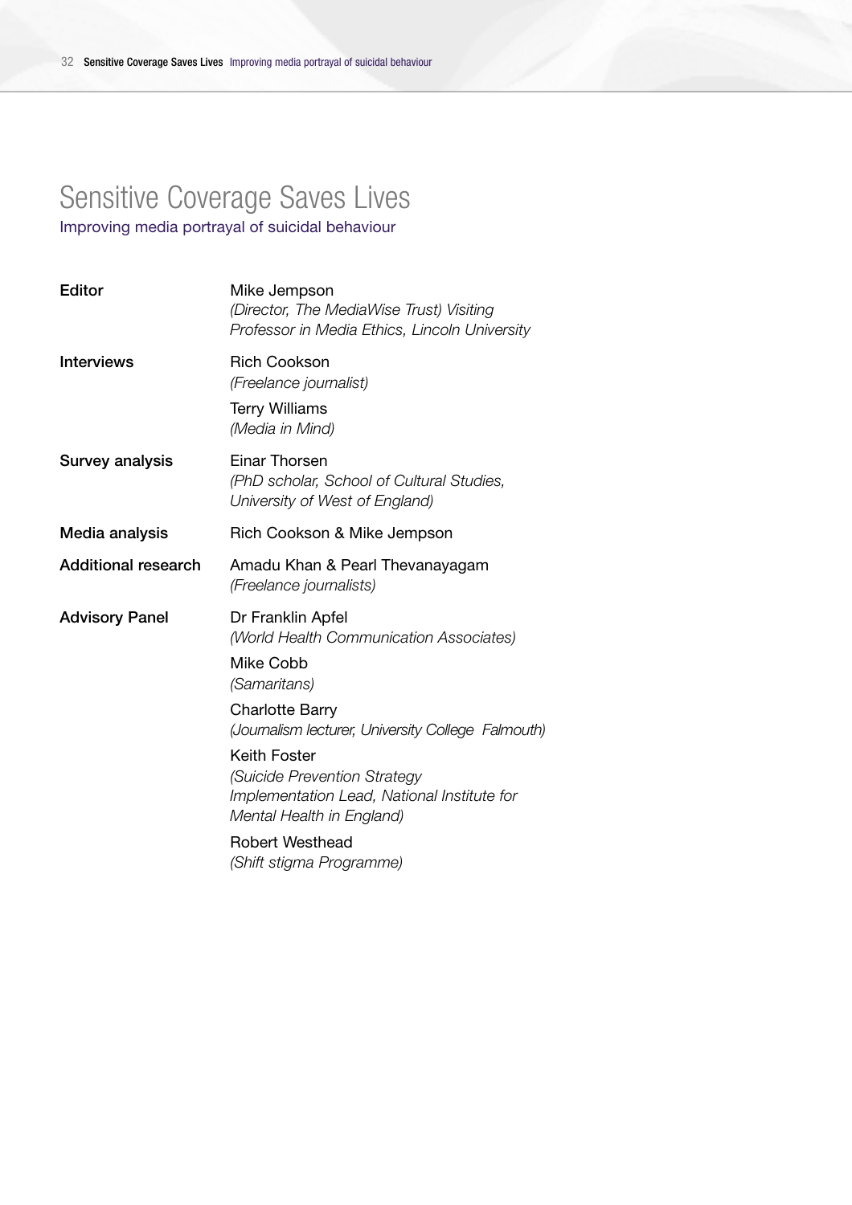# Sensitive Coverage Saves Lives

## Improving media portrayal of suicidal behaviour

| | |
|---|---|
| **Editor** | Mike Jempson<br>*(Director, The MediaWise Trust) Visiting Professor in Media Ethics, Lincoln University* |
| **Interviews** | Rich Cookson<br>*(Freelance journalist)*<br>Terry Williams<br>*(Media in Mind)* |
| **Survey analysis** | Einar Thorsen<br>*(PhD scholar, School of Cultural Studies, University of West of England)* |
| **Media analysis** | Rich Cookson & Mike Jempson |
| **Additional research** | Amadu Khan & Pearl Thevanayagam<br>*(Freelance journalists)* |
| **Advisory Panel** | Dr Franklin Apfel<br>*(World Health Communication Associates)*<br>Mike Cobb<br>*(Samaritans)*<br>Charlotte Barry<br>*(Journalism lecturer, University College Falmouth)*<br>Keith Foster<br>*(Suicide Prevention Strategy Implementation Lead, National Institute for Mental Health in England)*<br>Robert Westhead<br>*(Shift stigma Programme)* |